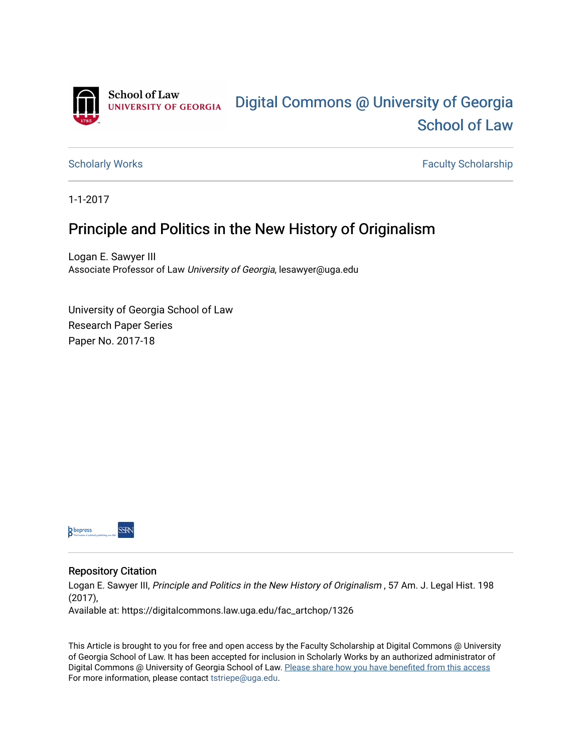School of Law
UNIVERSITY OF GEORGIA

Digital Commons @ University of Georgia School of Law

Scholarly Works | Faculty Scholarship

1-1-2017

# Principle and Politics in the New History of Originalism

Logan E. Sawyer III
Associate Professor of Law *University of Georgia*, lesawyer@uga.edu

University of Georgia School of Law
Research Paper Series
Paper No. 2017-18

## Repository Citation

Logan E. Sawyer III, *Principle and Politics in the New History of Originalism* , 57 Am. J. Legal Hist. 198 (2017),
Available at: https://digitalcommons.law.uga.edu/fac_artchop/1326

This Article is brought to you for free and open access by the Faculty Scholarship at Digital Commons @ University of Georgia School of Law. It has been accepted for inclusion in Scholarly Works by an authorized administrator of Digital Commons @ University of Georgia School of Law. Please share how you have benefited from this access For more information, please contact tstriepe@uga.edu.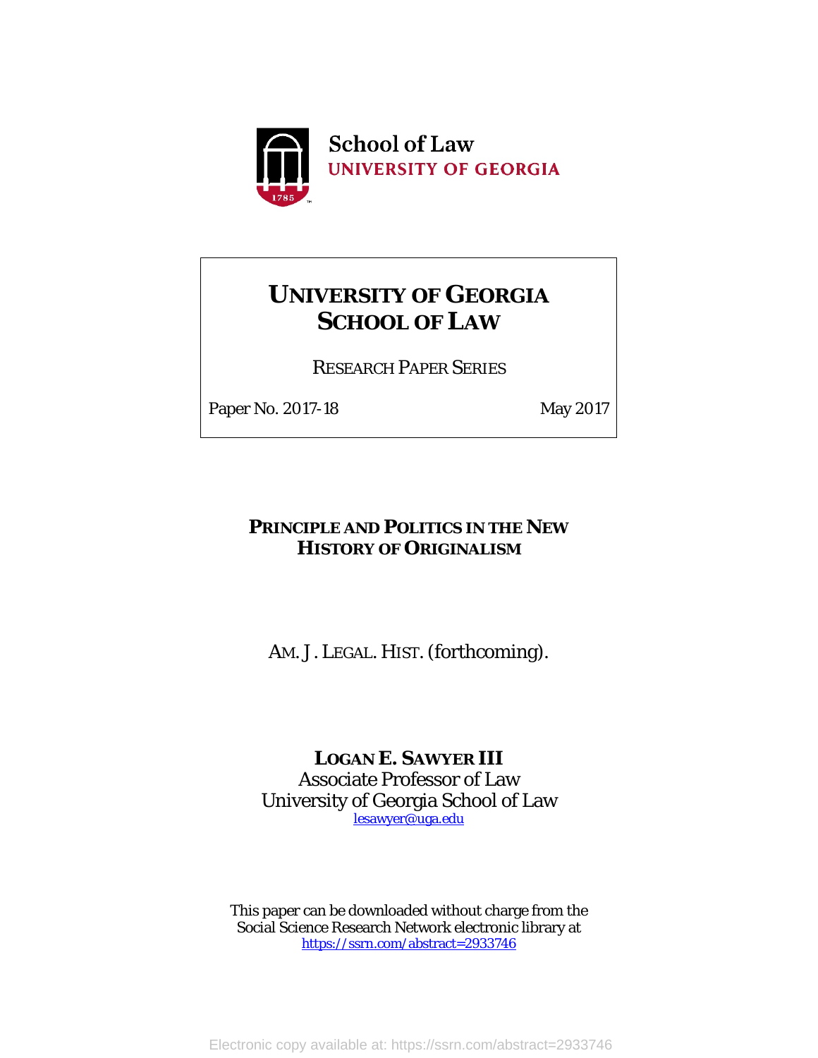School of Law
UNIVERSITY OF GEORGIA

# UNIVERSITY OF GEORGIA SCHOOL OF LAW

RESEARCH PAPER SERIES

Paper No. 2017-18 May 2017

## PRINCIPLE AND POLITICS IN THE NEW HISTORY OF ORIGINALISM

AM. J. LEGAL. HIST. (forthcoming).

**LOGAN E. SAWYER III**
Associate Professor of Law
University of Georgia School of Law
lesawyer@uga.edu

This paper can be downloaded without charge from the Social Science Research Network electronic library at
https://ssrn.com/abstract=2933746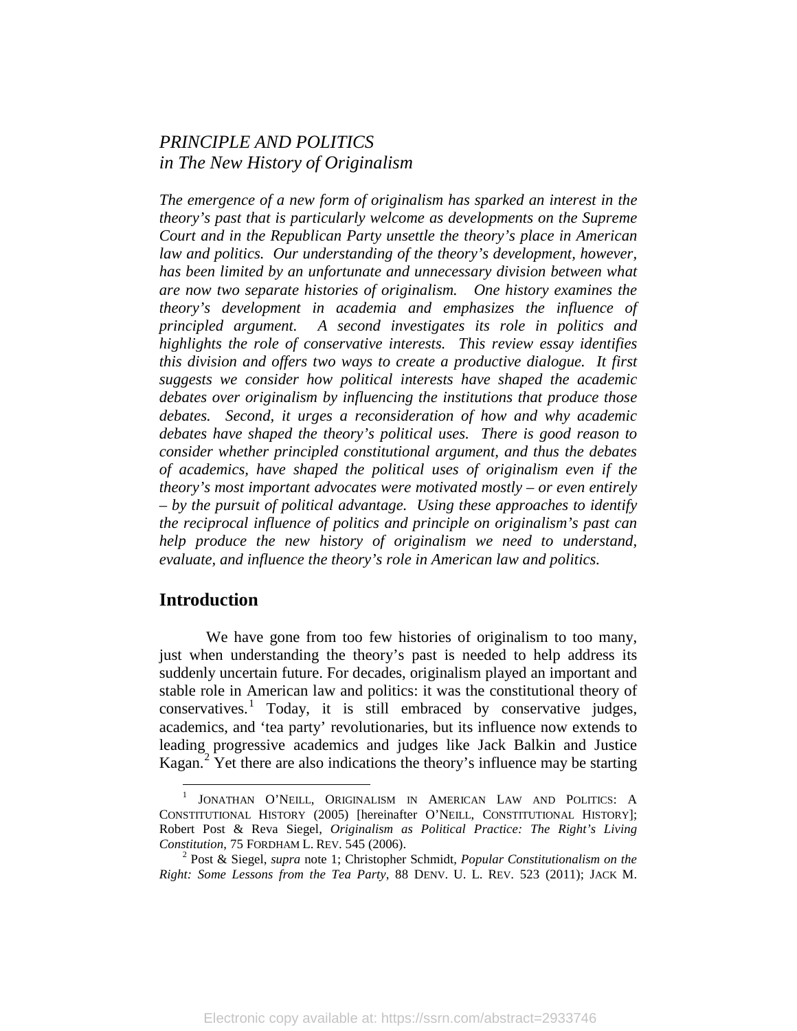*PRINCIPLE AND POLITICS*
*in The New History of Originalism*

*The emergence of a new form of originalism has sparked an interest in the theory's past that is particularly welcome as developments on the Supreme Court and in the Republican Party unsettle the theory's place in American law and politics. Our understanding of the theory's development, however, has been limited by an unfortunate and unnecessary division between what are now two separate histories of originalism. One history examines the theory's development in academia and emphasizes the influence of principled argument. A second investigates its role in politics and highlights the role of conservative interests. This review essay identifies this division and offers two ways to create a productive dialogue. It first suggests we consider how political interests have shaped the academic debates over originalism by influencing the institutions that produce those debates. Second, it urges a reconsideration of how and why academic debates have shaped the theory's political uses. There is good reason to consider whether principled constitutional argument, and thus the debates of academics, have shaped the political uses of originalism even if the theory's most important advocates were motivated mostly – or even entirely – by the pursuit of political advantage. Using these approaches to identify the reciprocal influence of politics and principle on originalism's past can help produce the new history of originalism we need to understand, evaluate, and influence the theory's role in American law and politics.*

## Introduction

We have gone from too few histories of originalism to too many, just when understanding the theory's past is needed to help address its suddenly uncertain future. For decades, originalism played an important and stable role in American law and politics: it was the constitutional theory of conservatives.[1] Today, it is still embraced by conservative judges, academics, and 'tea party' revolutionaries, but its influence now extends to leading progressive academics and judges like Jack Balkin and Justice Kagan.[2] Yet there are also indications the theory's influence may be starting

---

[1] JONATHAN O'NEILL, ORIGINALISM IN AMERICAN LAW AND POLITICS: A CONSTITUTIONAL HISTORY (2005) [hereinafter O'NEILL, CONSTITUTIONAL HISTORY]; Robert Post & Reva Siegel, *Originalism as Political Practice: The Right's Living Constitution*, 75 FORDHAM L. REV. 545 (2006).

[2] Post & Siegel, *supra* note 1; Christopher Schmidt, *Popular Constitutionalism on the Right: Some Lessons from the Tea Party*, 88 DENV. U. L. REV. 523 (2011); JACK M.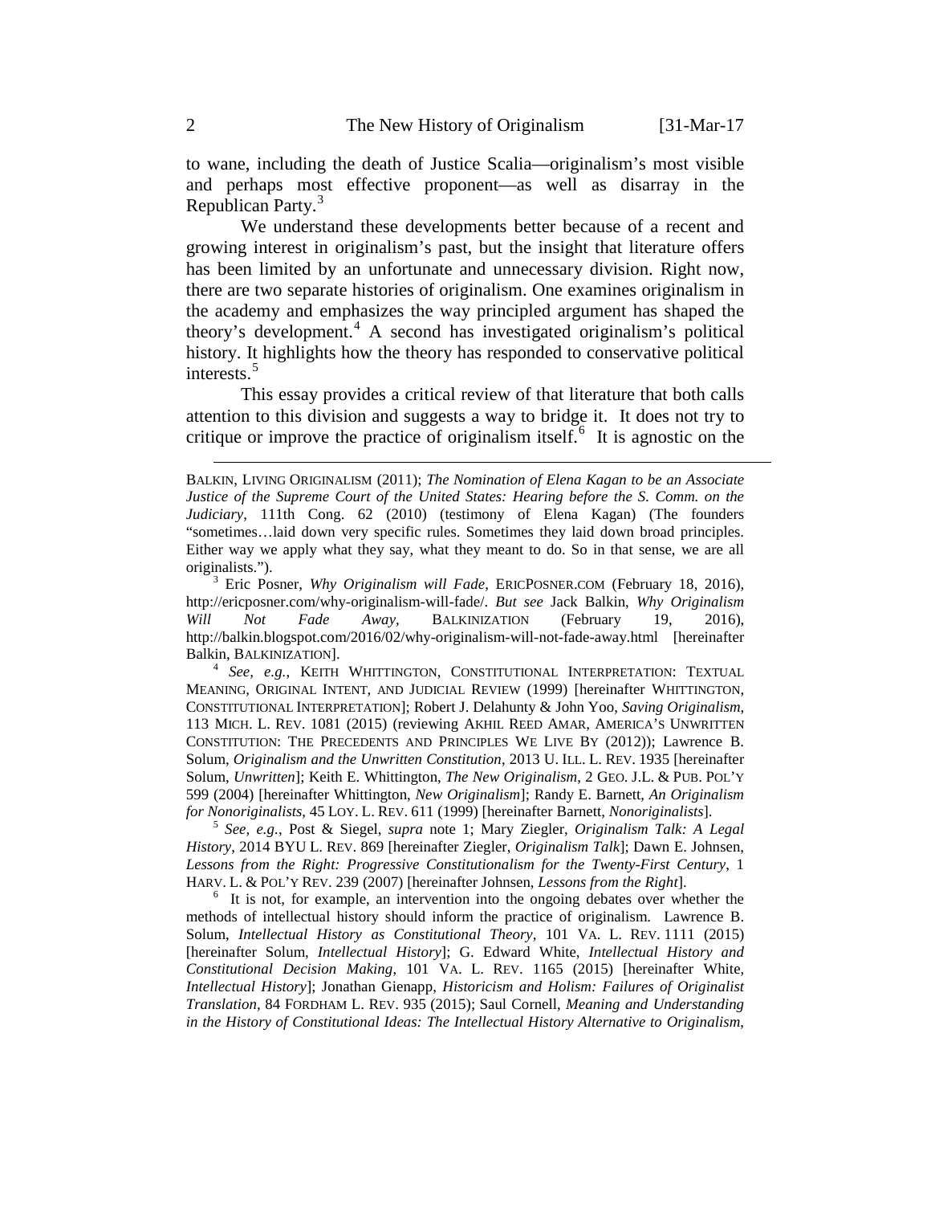to wane, including the death of Justice Scalia—originalism's most visible and perhaps most effective proponent—as well as disarray in the Republican Party.[3]

We understand these developments better because of a recent and growing interest in originalism's past, but the insight that literature offers has been limited by an unfortunate and unnecessary division. Right now, there are two separate histories of originalism. One examines originalism in the academy and emphasizes the way principled argument has shaped the theory's development.[4] A second has investigated originalism's political history. It highlights how the theory has responded to conservative political interests.[5]

This essay provides a critical review of that literature that both calls attention to this division and suggests a way to bridge it. It does not try to critique or improve the practice of originalism itself.[6] It is agnostic on the

---

BALKIN, LIVING ORIGINALISM (2011); *The Nomination of Elena Kagan to be an Associate Justice of the Supreme Court of the United States: Hearing before the S. Comm. on the Judiciary*, 111th Cong. 62 (2010) (testimony of Elena Kagan) (The founders "sometimes…laid down very specific rules. Sometimes they laid down broad principles. Either way we apply what they say, what they meant to do. So in that sense, we are all originalists.").

[3] Eric Posner, *Why Originalism will Fade*, ERICPOSNER.COM (February 18, 2016), http://ericposner.com/why-originalism-will-fade/. *But see* Jack Balkin, *Why Originalism Will Not Fade Away*, BALKINIZATION (February 19, 2016), http://balkin.blogspot.com/2016/02/why-originalism-will-not-fade-away.html [hereinafter Balkin, BALKINIZATION].

[4] *See, e.g.*, KEITH WHITTINGTON, CONSTITUTIONAL INTERPRETATION: TEXTUAL MEANING, ORIGINAL INTENT, AND JUDICIAL REVIEW (1999) [hereinafter WHITTINGTON, CONSTITUTIONAL INTERPRETATION]; Robert J. Delahunty & John Yoo, *Saving Originalism*, 113 MICH. L. REV. 1081 (2015) (reviewing AKHIL REED AMAR, AMERICA'S UNWRITTEN CONSTITUTION: THE PRECEDENTS AND PRINCIPLES WE LIVE BY (2012)); Lawrence B. Solum, *Originalism and the Unwritten Constitution*, 2013 U. ILL. L. REV. 1935 [hereinafter Solum, *Unwritten*]; Keith E. Whittington, *The New Originalism*, 2 GEO. J.L. & PUB. POL'Y 599 (2004) [hereinafter Whittington, *New Originalism*]; Randy E. Barnett, *An Originalism for Nonoriginalists*, 45 LOY. L. REV. 611 (1999) [hereinafter Barnett, *Nonoriginalists*].

[5] *See, e.g.*, Post & Siegel, *supra* note 1; Mary Ziegler, *Originalism Talk: A Legal History*, 2014 BYU L. REV. 869 [hereinafter Ziegler, *Originalism Talk*]; Dawn E. Johnsen, *Lessons from the Right: Progressive Constitutionalism for the Twenty-First Century*, 1 HARV. L. & POL'Y REV. 239 (2007) [hereinafter Johnsen, *Lessons from the Right*].

[6] It is not, for example, an intervention into the ongoing debates over whether the methods of intellectual history should inform the practice of originalism. Lawrence B. Solum, *Intellectual History as Constitutional Theory*, 101 VA. L. REV. 1111 (2015) [hereinafter Solum, *Intellectual History*]; G. Edward White, *Intellectual History and Constitutional Decision Making*, 101 VA. L. REV. 1165 (2015) [hereinafter White, *Intellectual History*]; Jonathan Gienapp, *Historicism and Holism: Failures of Originalist Translation*, 84 FORDHAM L. REV. 935 (2015); Saul Cornell, *Meaning and Understanding in the History of Constitutional Ideas: The Intellectual History Alternative to Originalism*,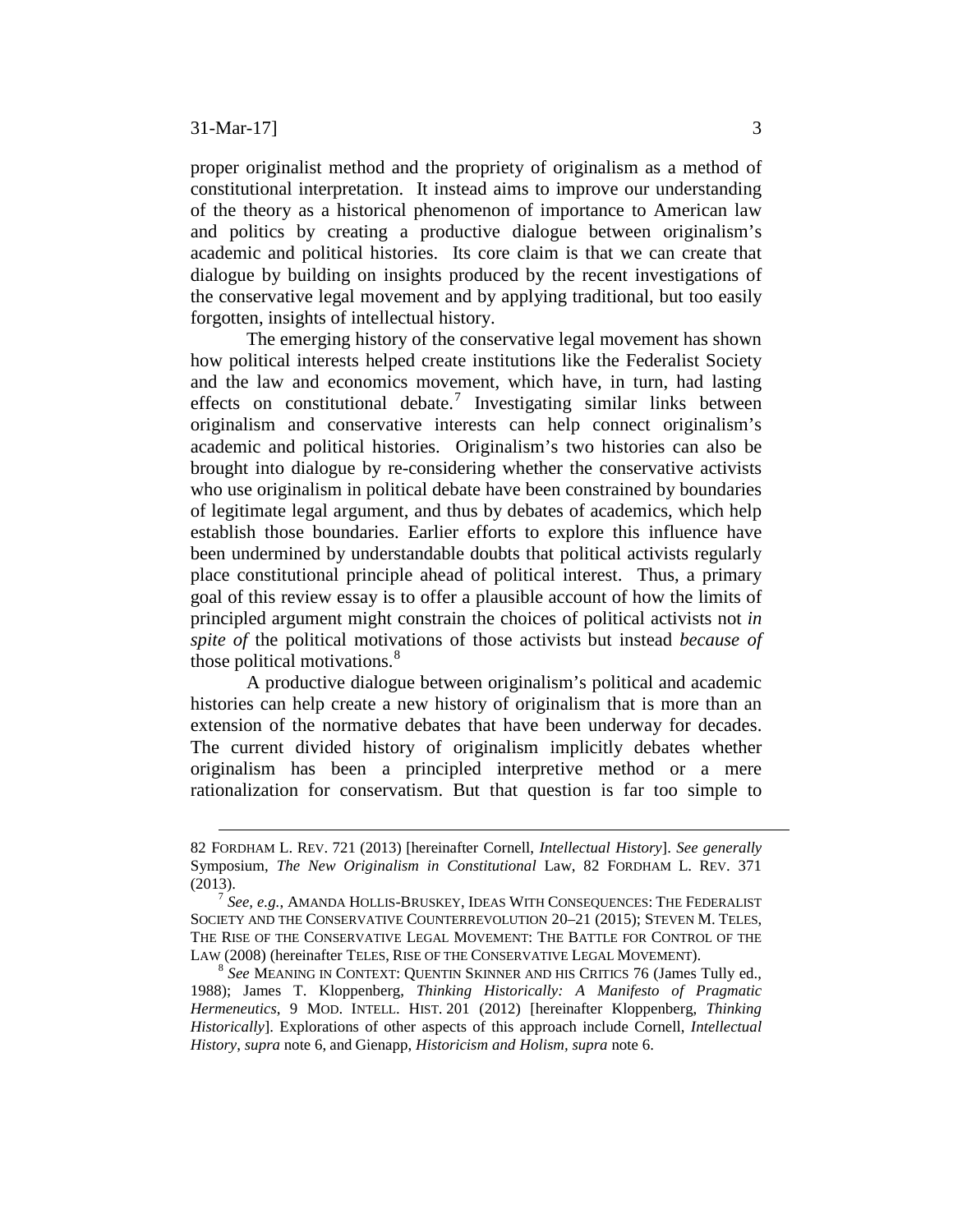proper originalist method and the propriety of originalism as a method of constitutional interpretation. It instead aims to improve our understanding of the theory as a historical phenomenon of importance to American law and politics by creating a productive dialogue between originalism's academic and political histories. Its core claim is that we can create that dialogue by building on insights produced by the recent investigations of the conservative legal movement and by applying traditional, but too easily forgotten, insights of intellectual history.

The emerging history of the conservative legal movement has shown how political interests helped create institutions like the Federalist Society and the law and economics movement, which have, in turn, had lasting effects on constitutional debate.[7] Investigating similar links between originalism and conservative interests can help connect originalism's academic and political histories. Originalism's two histories can also be brought into dialogue by re-considering whether the conservative activists who use originalism in political debate have been constrained by boundaries of legitimate legal argument, and thus by debates of academics, which help establish those boundaries. Earlier efforts to explore this influence have been undermined by understandable doubts that political activists regularly place constitutional principle ahead of political interest. Thus, a primary goal of this review essay is to offer a plausible account of how the limits of principled argument might constrain the choices of political activists not *in spite of* the political motivations of those activists but instead *because of* those political motivations.[8]

A productive dialogue between originalism's political and academic histories can help create a new history of originalism that is more than an extension of the normative debates that have been underway for decades. The current divided history of originalism implicitly debates whether originalism has been a principled interpretive method or a mere rationalization for conservatism. But that question is far too simple to

---

82 FORDHAM L. REV. 721 (2013) [hereinafter Cornell, *Intellectual History*]. *See generally* Symposium, *The New Originalism in Constitutional* Law, 82 FORDHAM L. REV. 371 (2013).

[7] *See, e.g.*, AMANDA HOLLIS-BRUSKEY, IDEAS WITH CONSEQUENCES: THE FEDERALIST SOCIETY AND THE CONSERVATIVE COUNTERREVOLUTION 20–21 (2015); STEVEN M. TELES, THE RISE OF THE CONSERVATIVE LEGAL MOVEMENT: THE BATTLE FOR CONTROL OF THE LAW (2008) (hereinafter TELES, RISE OF THE CONSERVATIVE LEGAL MOVEMENT).

[8] *See* MEANING IN CONTEXT: QUENTIN SKINNER AND HIS CRITICS 76 (James Tully ed., 1988); James T. Kloppenberg, *Thinking Historically: A Manifesto of Pragmatic Hermeneutics*, 9 MOD. INTELL. HIST. 201 (2012) [hereinafter Kloppenberg, *Thinking Historically*]. Explorations of other aspects of this approach include Cornell, *Intellectual History*, *supra* note 6, and Gienapp, *Historicism and Holism, supra* note 6.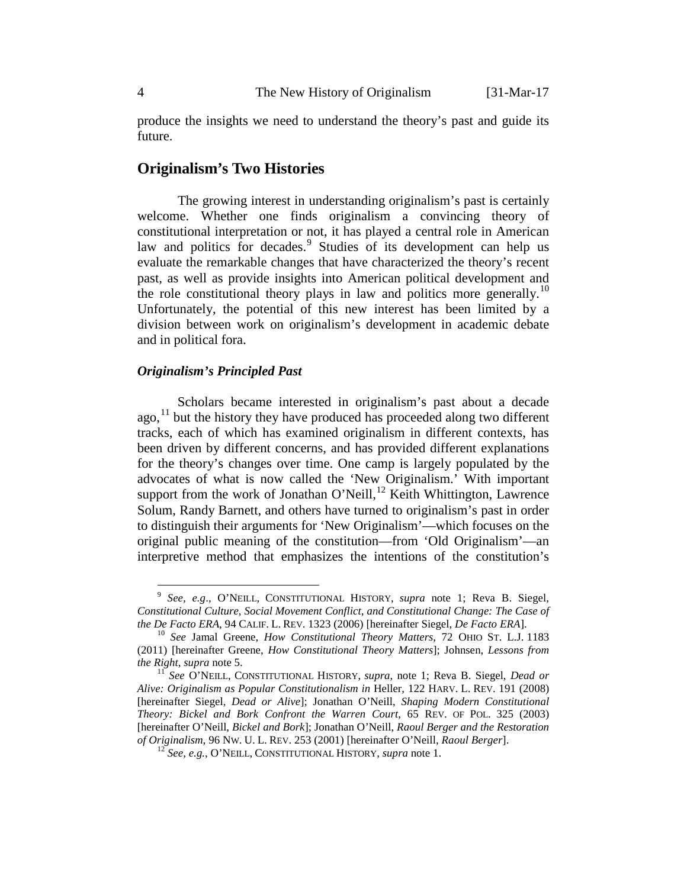produce the insights we need to understand the theory's past and guide its future.

## Originalism's Two Histories

The growing interest in understanding originalism's past is certainly welcome. Whether one finds originalism a convincing theory of constitutional interpretation or not, it has played a central role in American law and politics for decades.[9] Studies of its development can help us evaluate the remarkable changes that have characterized the theory's recent past, as well as provide insights into American political development and the role constitutional theory plays in law and politics more generally.[10] Unfortunately, the potential of this new interest has been limited by a division between work on originalism's development in academic debate and in political fora.

### *Originalism's Principled Past*

Scholars became interested in originalism's past about a decade ago,[11] but the history they have produced has proceeded along two different tracks, each of which has examined originalism in different contexts, has been driven by different concerns, and has provided different explanations for the theory's changes over time. One camp is largely populated by the advocates of what is now called the 'New Originalism.' With important support from the work of Jonathan O'Neill,[12] Keith Whittington, Lawrence Solum, Randy Barnett, and others have turned to originalism's past in order to distinguish their arguments for 'New Originalism'—which focuses on the original public meaning of the constitution—from 'Old Originalism'—an interpretive method that emphasizes the intentions of the constitution's

---

[9] *See, e.g*., O'NEILL, CONSTITUTIONAL HISTORY, *supra* note 1; Reva B. Siegel, *Constitutional Culture, Social Movement Conflict, and Constitutional Change: The Case of the De Facto ERA*, 94 CALIF. L. REV. 1323 (2006) [hereinafter Siegel, *De Facto ERA*].

[10] *See* Jamal Greene, *How Constitutional Theory Matters*, 72 OHIO ST. L.J. 1183 (2011) [hereinafter Greene, *How Constitutional Theory Matters*]; Johnsen, *Lessons from the Right*, *supra* note 5.

[11] *See* O'NEILL, CONSTITUTIONAL HISTORY, *supra*, note 1; Reva B. Siegel, *Dead or Alive: Originalism as Popular Constitutionalism in* Heller, 122 HARV. L. REV. 191 (2008) [hereinafter Siegel, *Dead or Alive*]; Jonathan O'Neill, *Shaping Modern Constitutional Theory: Bickel and Bork Confront the Warren Court*, 65 REV. OF POL. 325 (2003) [hereinafter O'Neill, *Bickel and Bork*]; Jonathan O'Neill, *Raoul Berger and the Restoration of Originalism,* 96 NW. U. L. REV. 253 (2001) [hereinafter O'Neill, *Raoul Berger*].

[12] *See, e.g.*, O'NEILL, CONSTITUTIONAL HISTORY, *supra* note 1.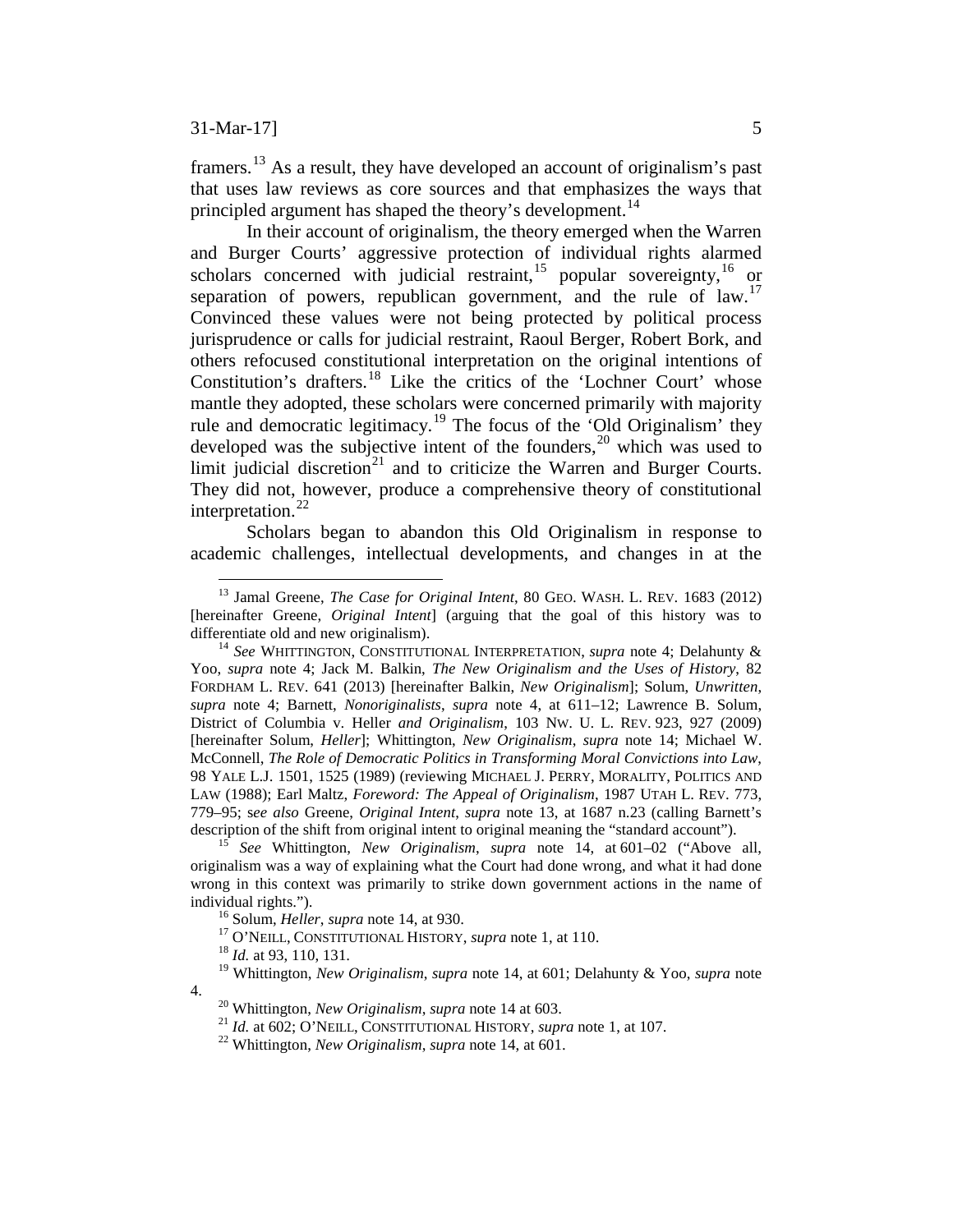framers.[13] As a result, they have developed an account of originalism's past that uses law reviews as core sources and that emphasizes the ways that principled argument has shaped the theory's development.[14]

In their account of originalism, the theory emerged when the Warren and Burger Courts' aggressive protection of individual rights alarmed scholars concerned with judicial restraint,[15] popular sovereignty,[16] or separation of powers, republican government, and the rule of law.[17] Convinced these values were not being protected by political process jurisprudence or calls for judicial restraint, Raoul Berger, Robert Bork, and others refocused constitutional interpretation on the original intentions of Constitution's drafters.[18] Like the critics of the 'Lochner Court' whose mantle they adopted, these scholars were concerned primarily with majority rule and democratic legitimacy.[19] The focus of the 'Old Originalism' they developed was the subjective intent of the founders,[20] which was used to limit judicial discretion[21] and to criticize the Warren and Burger Courts. They did not, however, produce a comprehensive theory of constitutional interpretation.[22]

Scholars began to abandon this Old Originalism in response to academic challenges, intellectual developments, and changes in at the

---

[13] Jamal Greene, *The Case for Original Intent*, 80 GEO. WASH. L. REV. 1683 (2012) [hereinafter Greene, *Original Intent*] (arguing that the goal of this history was to differentiate old and new originalism).

[14] *See* WHITTINGTON, CONSTITUTIONAL INTERPRETATION, *supra* note 4; Delahunty & Yoo, *supra* note 4; Jack M. Balkin, *The New Originalism and the Uses of History*, 82 FORDHAM L. REV. 641 (2013) [hereinafter Balkin, *New Originalism*]; Solum, *Unwritten*, *supra* note 4; Barnett, *Nonoriginalists*, *supra* note 4, at 611–12; Lawrence B. Solum, District of Columbia v. Heller *and Originalism*, 103 NW. U. L. REV. 923, 927 (2009) [hereinafter Solum, *Heller*]; Whittington, *New Originalism*, *supra* note 14; Michael W. McConnell, *The Role of Democratic Politics in Transforming Moral Convictions into Law*, 98 YALE L.J. 1501, 1525 (1989) (reviewing MICHAEL J. PERRY, MORALITY, POLITICS AND LAW (1988); Earl Maltz, *Foreword: The Appeal of Originalism*, 1987 UTAH L. REV. 773, 779–95; s*ee also* Greene, *Original Intent*, *supra* note 13, at 1687 n.23 (calling Barnett's description of the shift from original intent to original meaning the "standard account").

[15] *See* Whittington, *New Originalism*, *supra* note 14, at 601–02 ("Above all, originalism was a way of explaining what the Court had done wrong, and what it had done wrong in this context was primarily to strike down government actions in the name of individual rights.").

[16] Solum, *Heller*, *supra* note 14, at 930.

[17] O'NEILL, CONSTITUTIONAL HISTORY, *supra* note 1, at 110.

[18] *Id.* at 93, 110, 131.

[19] Whittington, *New Originalism*, *supra* note 14, at 601; Delahunty & Yoo, *supra* note 4.

[20] Whittington, *New Originalism*, *supra* note 14 at 603.

[21] *Id.* at 602; O'NEILL, CONSTITUTIONAL HISTORY, *supra* note 1, at 107.

[22] Whittington, *New Originalism*, *supra* note 14, at 601.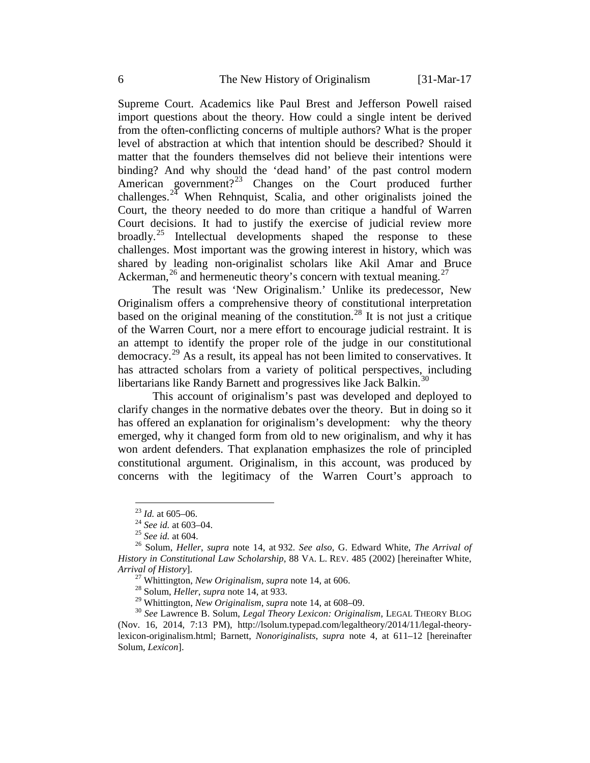Supreme Court. Academics like Paul Brest and Jefferson Powell raised import questions about the theory. How could a single intent be derived from the often-conflicting concerns of multiple authors? What is the proper level of abstraction at which that intention should be described? Should it matter that the founders themselves did not believe their intentions were binding? And why should the 'dead hand' of the past control modern American government?[23] Changes on the Court produced further challenges.[24] When Rehnquist, Scalia, and other originalists joined the Court, the theory needed to do more than critique a handful of Warren Court decisions. It had to justify the exercise of judicial review more broadly.[25] Intellectual developments shaped the response to these challenges. Most important was the growing interest in history, which was shared by leading non-originalist scholars like Akil Amar and Bruce Ackerman,[26] and hermeneutic theory's concern with textual meaning.[27]

The result was 'New Originalism.' Unlike its predecessor, New Originalism offers a comprehensive theory of constitutional interpretation based on the original meaning of the constitution.[28] It is not just a critique of the Warren Court, nor a mere effort to encourage judicial restraint. It is an attempt to identify the proper role of the judge in our constitutional democracy.[29] As a result, its appeal has not been limited to conservatives. It has attracted scholars from a variety of political perspectives, including libertarians like Randy Barnett and progressives like Jack Balkin.[30]

This account of originalism's past was developed and deployed to clarify changes in the normative debates over the theory. But in doing so it has offered an explanation for originalism's development: why the theory emerged, why it changed form from old to new originalism, and why it has won ardent defenders. That explanation emphasizes the role of principled constitutional argument. Originalism, in this account, was produced by concerns with the legitimacy of the Warren Court's approach to

---

[23] *Id.* at 605–06.

[24] *See id.* at 603–04.

[25] *See id.* at 604.

[26] Solum, *Heller*, *supra* note 14, at 932. *See also*, G. Edward White, *The Arrival of History in Constitutional Law Scholarship*, 88 VA. L. REV. 485 (2002) [hereinafter White, *Arrival of History*].

[27] Whittington, *New Originalism*, *supra* note 14, at 606.

[28] Solum, *Heller*, *supra* note 14, at 933.

[29] Whittington, *New Originalism*, *supra* note 14, at 608–09.

[30] *See* Lawrence B. Solum, *Legal Theory Lexicon: Originalism*, LEGAL THEORY BLOG (Nov. 16, 2014, 7:13 PM), http://lsolum.typepad.com/legaltheory/2014/11/legal-theory-lexicon-originalism.html; Barnett, *Nonoriginalists*, *supra* note 4, at 611–12 [hereinafter Solum, *Lexicon*].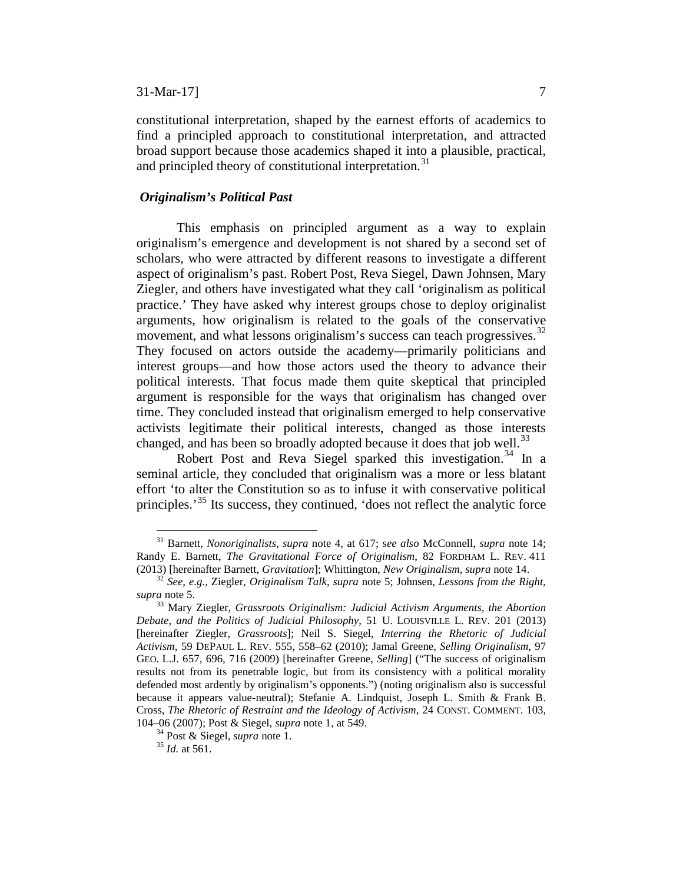constitutional interpretation, shaped by the earnest efforts of academics to find a principled approach to constitutional interpretation, and attracted broad support because those academics shaped it into a plausible, practical, and principled theory of constitutional interpretation.[31]

***Originalism's Political Past***

This emphasis on principled argument as a way to explain originalism's emergence and development is not shared by a second set of scholars, who were attracted by different reasons to investigate a different aspect of originalism's past. Robert Post, Reva Siegel, Dawn Johnsen, Mary Ziegler, and others have investigated what they call 'originalism as political practice.' They have asked why interest groups chose to deploy originalist arguments, how originalism is related to the goals of the conservative movement, and what lessons originalism's success can teach progressives.[32] They focused on actors outside the academy—primarily politicians and interest groups—and how those actors used the theory to advance their political interests. That focus made them quite skeptical that principled argument is responsible for the ways that originalism has changed over time. They concluded instead that originalism emerged to help conservative activists legitimate their political interests, changed as those interests changed, and has been so broadly adopted because it does that job well.[33]

Robert Post and Reva Siegel sparked this investigation.[34] In a seminal article, they concluded that originalism was a more or less blatant effort 'to alter the Constitution so as to infuse it with conservative political principles.'[35] Its success, they continued, 'does not reflect the analytic force

---

[31] Barnett, *Nonoriginalists*, *supra* note 4, at 617; *see also* McConnell, *supra* note 14; Randy E. Barnett, *The Gravitational Force of Originalism*, 82 FORDHAM L. REV. 411 (2013) [hereinafter Barnett, *Gravitation*]; Whittington, *New Originalism*, *supra* note 14.

[32] *See, e.g.*, Ziegler, *Originalism Talk*, *supra* note 5; Johnsen, *Lessons from the Right*, *supra* note 5.

[33] Mary Ziegler, *Grassroots Originalism: Judicial Activism Arguments, the Abortion Debate, and the Politics of Judicial Philosophy*, 51 U. LOUISVILLE L. REV. 201 (2013) [hereinafter Ziegler, *Grassroots*]; Neil S. Siegel, *Interring the Rhetoric of Judicial Activism*, 59 DEPAUL L. REV. 555, 558–62 (2010); Jamal Greene, *Selling Originalism*, 97 GEO. L.J. 657, 696, 716 (2009) [hereinafter Greene, *Selling*] ("The success of originalism results not from its penetrable logic, but from its consistency with a political morality defended most ardently by originalism's opponents.") (noting originalism also is successful because it appears value-neutral); Stefanie A. Lindquist, Joseph L. Smith & Frank B. Cross, *The Rhetoric of Restraint and the Ideology of Activism*, 24 CONST. COMMENT. 103, 104–06 (2007); Post & Siegel, *supra* note 1, at 549.

[34] Post & Siegel, *supra* note 1.

[35] *Id.* at 561.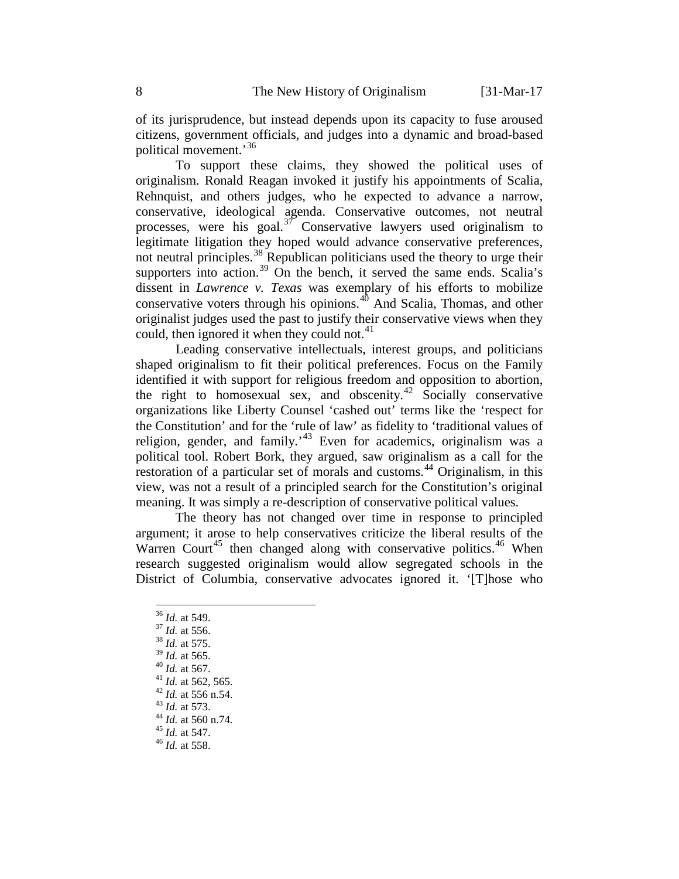of its jurisprudence, but instead depends upon its capacity to fuse aroused citizens, government officials, and judges into a dynamic and broad-based political movement.'[36]

To support these claims, they showed the political uses of originalism. Ronald Reagan invoked it justify his appointments of Scalia, Rehnquist, and others judges, who he expected to advance a narrow, conservative, ideological agenda. Conservative outcomes, not neutral processes, were his goal.[37] Conservative lawyers used originalism to legitimate litigation they hoped would advance conservative preferences, not neutral principles.[38] Republican politicians used the theory to urge their supporters into action.[39] On the bench, it served the same ends. Scalia's dissent in *Lawrence v. Texas* was exemplary of his efforts to mobilize conservative voters through his opinions.[40] And Scalia, Thomas, and other originalist judges used the past to justify their conservative views when they could, then ignored it when they could not.[41]

Leading conservative intellectuals, interest groups, and politicians shaped originalism to fit their political preferences. Focus on the Family identified it with support for religious freedom and opposition to abortion, the right to homosexual sex, and obscenity.[42] Socially conservative organizations like Liberty Counsel 'cashed out' terms like the 'respect for the Constitution' and for the 'rule of law' as fidelity to 'traditional values of religion, gender, and family.'[43] Even for academics, originalism was a political tool. Robert Bork, they argued, saw originalism as a call for the restoration of a particular set of morals and customs.[44] Originalism, in this view, was not a result of a principled search for the Constitution's original meaning. It was simply a re-description of conservative political values.

The theory has not changed over time in response to principled argument; it arose to help conservatives criticize the liberal results of the Warren Court[45] then changed along with conservative politics.[46] When research suggested originalism would allow segregated schools in the District of Columbia, conservative advocates ignored it. '[T]hose who

---

[36] *Id.* at 549.
[37] *Id.* at 556.
[38] *Id.* at 575.
[39] *Id.* at 565.
[40] *Id.* at 567.
[41] *Id.* at 562, 565.
[42] *Id.* at 556 n.54.
[43] *Id.* at 573.
[44] *Id.* at 560 n.74.
[45] *Id.* at 547.
[46] *Id.* at 558.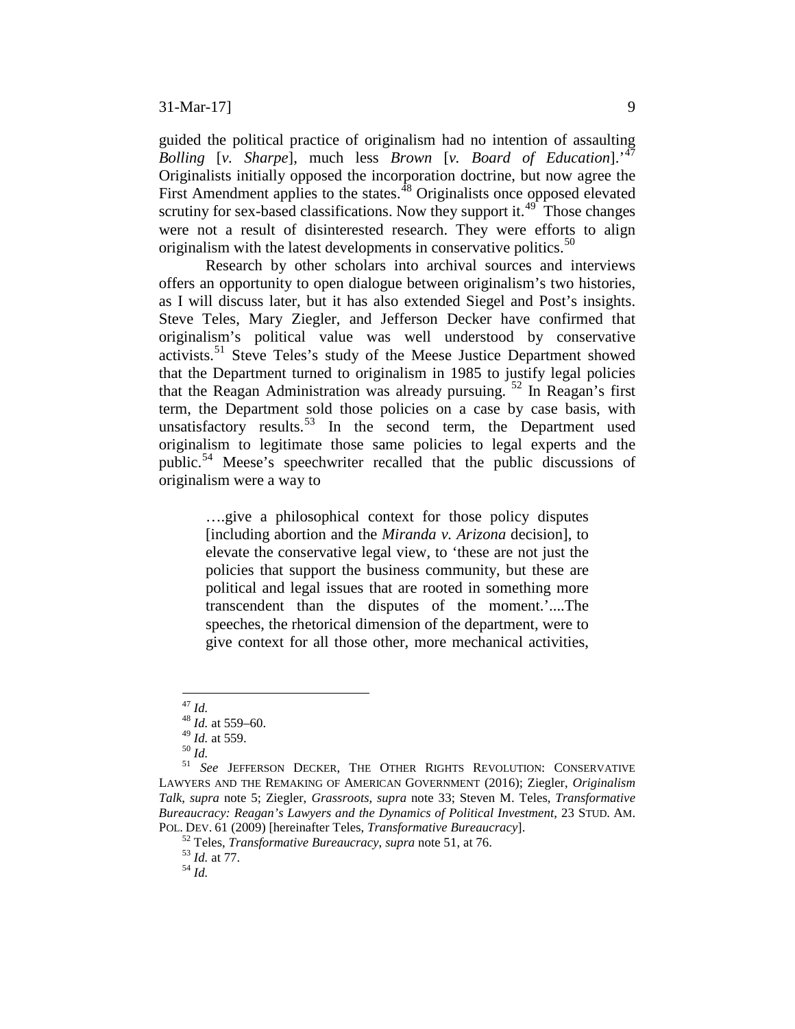guided the political practice of originalism had no intention of assaulting *Bolling* [*v. Sharpe*], much less *Brown* [*v. Board of Education*].'[47] Originalists initially opposed the incorporation doctrine, but now agree the First Amendment applies to the states.[48] Originalists once opposed elevated scrutiny for sex-based classifications. Now they support it.[49] Those changes were not a result of disinterested research. They were efforts to align originalism with the latest developments in conservative politics.[50]

Research by other scholars into archival sources and interviews offers an opportunity to open dialogue between originalism's two histories, as I will discuss later, but it has also extended Siegel and Post's insights. Steve Teles, Mary Ziegler, and Jefferson Decker have confirmed that originalism's political value was well understood by conservative activists.[51] Steve Teles's study of the Meese Justice Department showed that the Department turned to originalism in 1985 to justify legal policies that the Reagan Administration was already pursuing.[52] In Reagan's first term, the Department sold those policies on a case by case basis, with unsatisfactory results.[53] In the second term, the Department used originalism to legitimate those same policies to legal experts and the public.[54] Meese's speechwriter recalled that the public discussions of originalism were a way to

> ….give a philosophical context for those policy disputes [including abortion and the *Miranda v. Arizona* decision], to elevate the conservative legal view, to 'these are not just the policies that support the business community, but these are political and legal issues that are rooted in something more transcendent than the disputes of the moment.'....The speeches, the rhetorical dimension of the department, were to give context for all those other, more mechanical activities,

---

[47] *Id.*

[48] *Id.* at 559–60.

[49] *Id.* at 559.

[50] *Id.*

[51] *See* JEFFERSON DECKER, THE OTHER RIGHTS REVOLUTION: CONSERVATIVE LAWYERS AND THE REMAKING OF AMERICAN GOVERNMENT (2016); Ziegler, *Originalism Talk*, *supra* note 5; Ziegler, *Grassroots*, *supra* note 33; Steven M. Teles, *Transformative Bureaucracy: Reagan's Lawyers and the Dynamics of Political Investment*, 23 STUD. AM. POL. DEV. 61 (2009) [hereinafter Teles, *Transformative Bureaucracy*].

[52] Teles, *Transformative Bureaucracy*, *supra* note 51, at 76.

[53] *Id.* at 77.

[54] *Id.*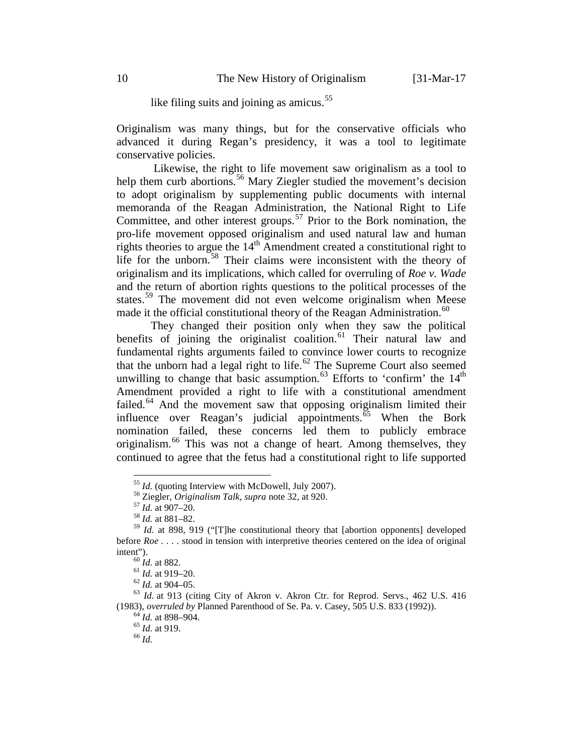like filing suits and joining as amicus.[55]

Originalism was many things, but for the conservative officials who advanced it during Regan's presidency, it was a tool to legitimate conservative policies.

Likewise, the right to life movement saw originalism as a tool to help them curb abortions.[56] Mary Ziegler studied the movement's decision to adopt originalism by supplementing public documents with internal memoranda of the Reagan Administration, the National Right to Life Committee, and other interest groups.[57] Prior to the Bork nomination, the pro-life movement opposed originalism and used natural law and human rights theories to argue the 14th Amendment created a constitutional right to life for the unborn.[58] Their claims were inconsistent with the theory of originalism and its implications, which called for overruling of *Roe v. Wade* and the return of abortion rights questions to the political processes of the states.[59] The movement did not even welcome originalism when Meese made it the official constitutional theory of the Reagan Administration.[60]

They changed their position only when they saw the political benefits of joining the originalist coalition.[61] Their natural law and fundamental rights arguments failed to convince lower courts to recognize that the unborn had a legal right to life.[62] The Supreme Court also seemed unwilling to change that basic assumption.[63] Efforts to 'confirm' the 14th Amendment provided a right to life with a constitutional amendment failed.[64] And the movement saw that opposing originalism limited their influence over Reagan's judicial appointments.[65] When the Bork nomination failed, these concerns led them to publicly embrace originalism.[66] This was not a change of heart. Among themselves, they continued to agree that the fetus had a constitutional right to life supported

---

[55] *Id.* (quoting Interview with McDowell, July 2007).

[56] Ziegler, *Originalism Talk*, *supra* note 32, at 920.

[57] *Id.* at 907–20.

[58] *Id.* at 881–82.

[59] *Id.* at 898, 919 ("[T]he constitutional theory that [abortion opponents] developed before *Roe* . . . . stood in tension with interpretive theories centered on the idea of original intent").

[60] *Id.* at 882.

[61] *Id.* at 919–20.

[62] *Id.* at 904–05.

[63] *Id*. at 913 (citing City of Akron v. Akron Ctr. for Reprod. Servs., 462 U.S. 416 (1983), *overruled by* Planned Parenthood of Se. Pa. v. Casey, 505 U.S. 833 (1992)).

[64] *Id.* at 898–904.

[65] *Id.* at 919.

[66] *Id.*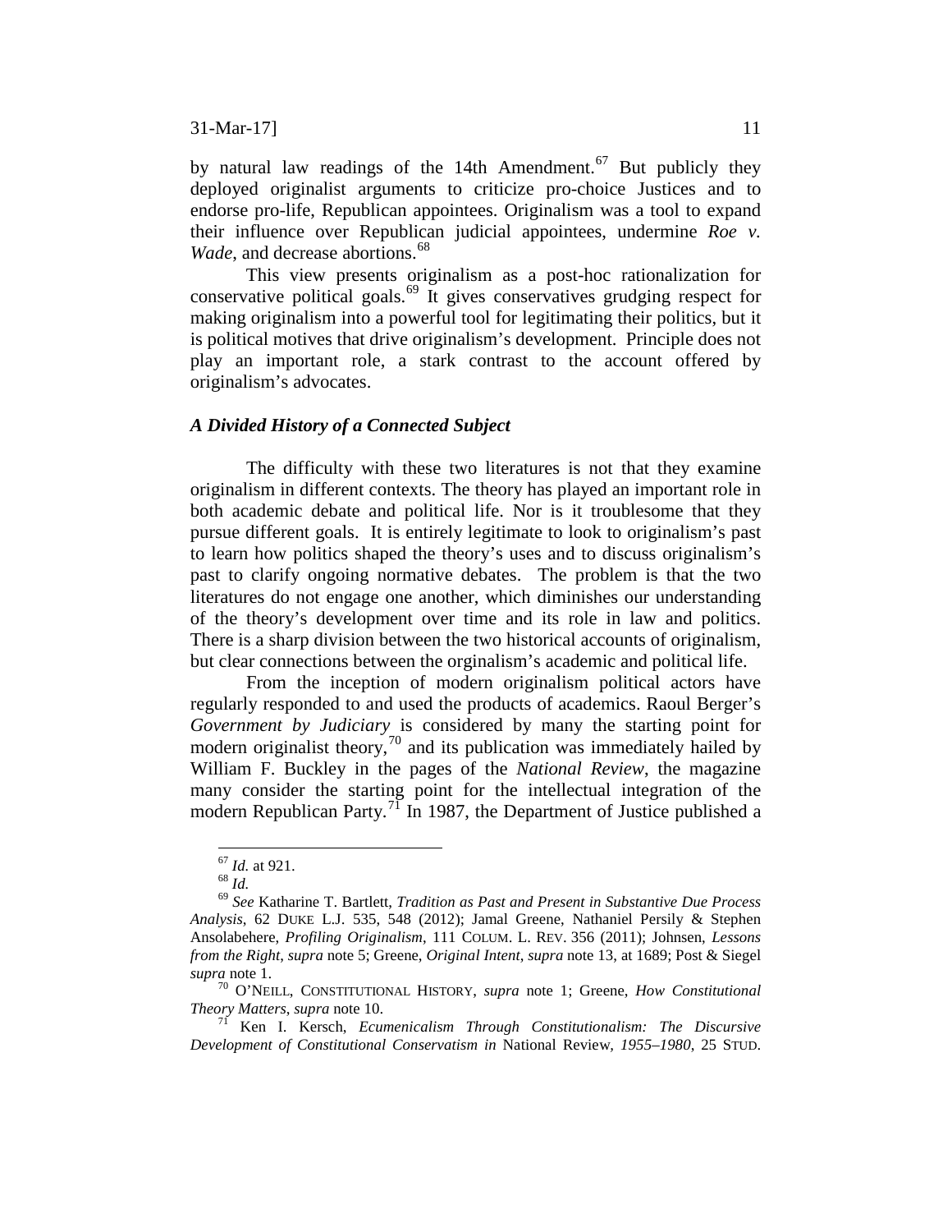by natural law readings of the 14th Amendment.[67] But publicly they deployed originalist arguments to criticize pro-choice Justices and to endorse pro-life, Republican appointees. Originalism was a tool to expand their influence over Republican judicial appointees, undermine *Roe v. Wade*, and decrease abortions.[68]

This view presents originalism as a post-hoc rationalization for conservative political goals.[69] It gives conservatives grudging respect for making originalism into a powerful tool for legitimating their politics, but it is political motives that drive originalism's development. Principle does not play an important role, a stark contrast to the account offered by originalism's advocates.

### *A Divided History of a Connected Subject*

The difficulty with these two literatures is not that they examine originalism in different contexts. The theory has played an important role in both academic debate and political life. Nor is it troublesome that they pursue different goals. It is entirely legitimate to look to originalism's past to learn how politics shaped the theory's uses and to discuss originalism's past to clarify ongoing normative debates. The problem is that the two literatures do not engage one another, which diminishes our understanding of the theory's development over time and its role in law and politics. There is a sharp division between the two historical accounts of originalism, but clear connections between the orginalism's academic and political life.

From the inception of modern originalism political actors have regularly responded to and used the products of academics. Raoul Berger's *Government by Judiciary* is considered by many the starting point for modern originalist theory,[70] and its publication was immediately hailed by William F. Buckley in the pages of the *National Review*, the magazine many consider the starting point for the intellectual integration of the modern Republican Party.[71] In 1987, the Department of Justice published a

---

[67] *Id.* at 921.

[68] *Id.*

[69] *See* Katharine T. Bartlett, *Tradition as Past and Present in Substantive Due Process Analysis*, 62 DUKE L.J. 535, 548 (2012); Jamal Greene, Nathaniel Persily & Stephen Ansolabehere, *Profiling Originalism*, 111 COLUM. L. REV. 356 (2011); Johnsen, *Lessons from the Right*, *supra* note 5; Greene, *Original Intent*, *supra* note 13, at 1689; Post & Siegel *supra* note 1.

[70] O'NEILL, CONSTITUTIONAL HISTORY, *supra* note 1; Greene, *How Constitutional Theory Matters*, *supra* note 10.

[71] Ken I. Kersch, *Ecumenicalism Through Constitutionalism: The Discursive Development of Constitutional Conservatism in* National Review*, 1955–1980*, 25 STUD.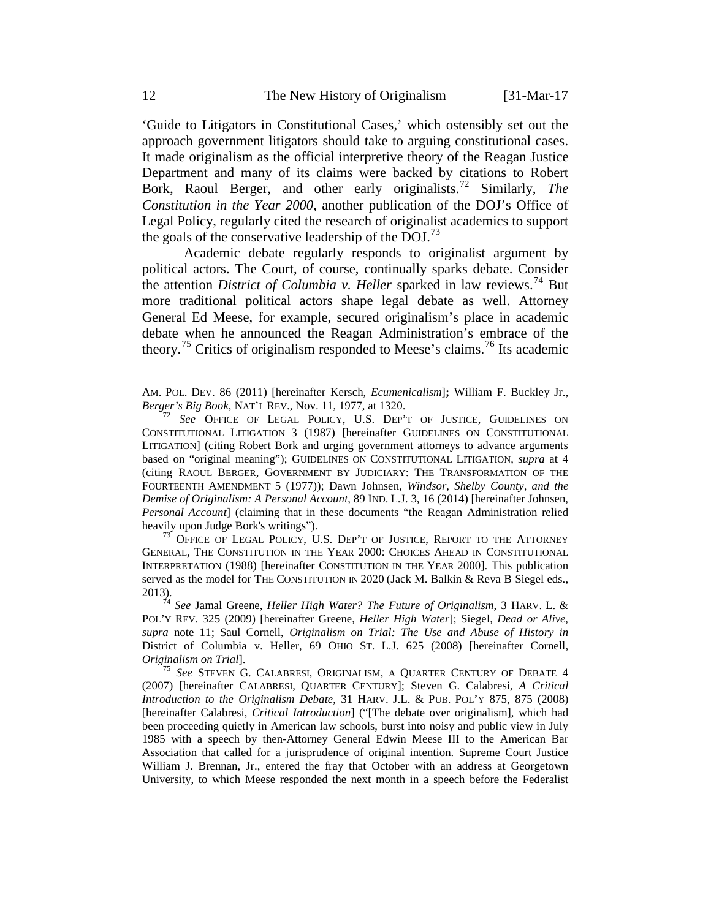'Guide to Litigators in Constitutional Cases,' which ostensibly set out the approach government litigators should take to arguing constitutional cases. It made originalism as the official interpretive theory of the Reagan Justice Department and many of its claims were backed by citations to Robert Bork, Raoul Berger, and other early originalists.[72] Similarly, *The Constitution in the Year 2000*, another publication of the DOJ's Office of Legal Policy, regularly cited the research of originalist academics to support the goals of the conservative leadership of the DOJ.[73]

Academic debate regularly responds to originalist argument by political actors. The Court, of course, continually sparks debate. Consider the attention *District of Columbia v. Heller* sparked in law reviews.[74] But more traditional political actors shape legal debate as well. Attorney General Ed Meese, for example, secured originalism's place in academic debate when he announced the Reagan Administration's embrace of the theory.[75] Critics of originalism responded to Meese's claims.[76] Its academic

---

AM. POL. DEV. 86 (2011) [hereinafter Kersch, *Ecumenicalism*]**;** William F. Buckley Jr., *Berger's Big Book*, NAT'L REV., Nov. 11, 1977, at 1320.

[72] *See* OFFICE OF LEGAL POLICY, U.S. DEP'T OF JUSTICE, GUIDELINES ON CONSTITUTIONAL LITIGATION 3 (1987) [hereinafter GUIDELINES ON CONSTITUTIONAL LITIGATION] (citing Robert Bork and urging government attorneys to advance arguments based on "original meaning"); GUIDELINES ON CONSTITUTIONAL LITIGATION, *supra* at 4 (citing RAOUL BERGER, GOVERNMENT BY JUDICIARY: THE TRANSFORMATION OF THE FOURTEENTH AMENDMENT 5 (1977)); Dawn Johnsen, *Windsor, Shelby County, and the Demise of Originalism: A Personal Account*, 89 IND. L.J. 3, 16 (2014) [hereinafter Johnsen, *Personal Account*] (claiming that in these documents "the Reagan Administration relied heavily upon Judge Bork's writings").

[73] OFFICE OF LEGAL POLICY, U.S. DEP'T OF JUSTICE, REPORT TO THE ATTORNEY GENERAL, THE CONSTITUTION IN THE YEAR 2000: CHOICES AHEAD IN CONSTITUTIONAL INTERPRETATION (1988) [hereinafter CONSTITUTION IN THE YEAR 2000]. This publication served as the model for THE CONSTITUTION IN 2020 (Jack M. Balkin & Reva B Siegel eds., 2013).

[74] *See* Jamal Greene, *Heller High Water? The Future of Originalism*, 3 HARV. L. & POL'Y REV. 325 (2009) [hereinafter Greene, *Heller High Water*]; Siegel, *Dead or Alive*, *supra* note 11; Saul Cornell, *Originalism on Trial: The Use and Abuse of History in* District of Columbia v. Heller, 69 OHIO ST. L.J. 625 (2008) [hereinafter Cornell, *Originalism on Trial*].

[75] *See* STEVEN G. CALABRESI, ORIGINALISM, A QUARTER CENTURY OF DEBATE 4 (2007) [hereinafter CALABRESI, QUARTER CENTURY]; Steven G. Calabresi, *A Critical Introduction to the Originalism Debate*, 31 HARV. J.L. & PUB. POL'Y 875, 875 (2008) [hereinafter Calabresi, *Critical Introduction*] ("[The debate over originalism], which had been proceeding quietly in American law schools, burst into noisy and public view in July 1985 with a speech by then-Attorney General Edwin Meese III to the American Bar Association that called for a jurisprudence of original intention. Supreme Court Justice William J. Brennan, Jr., entered the fray that October with an address at Georgetown University, to which Meese responded the next month in a speech before the Federalist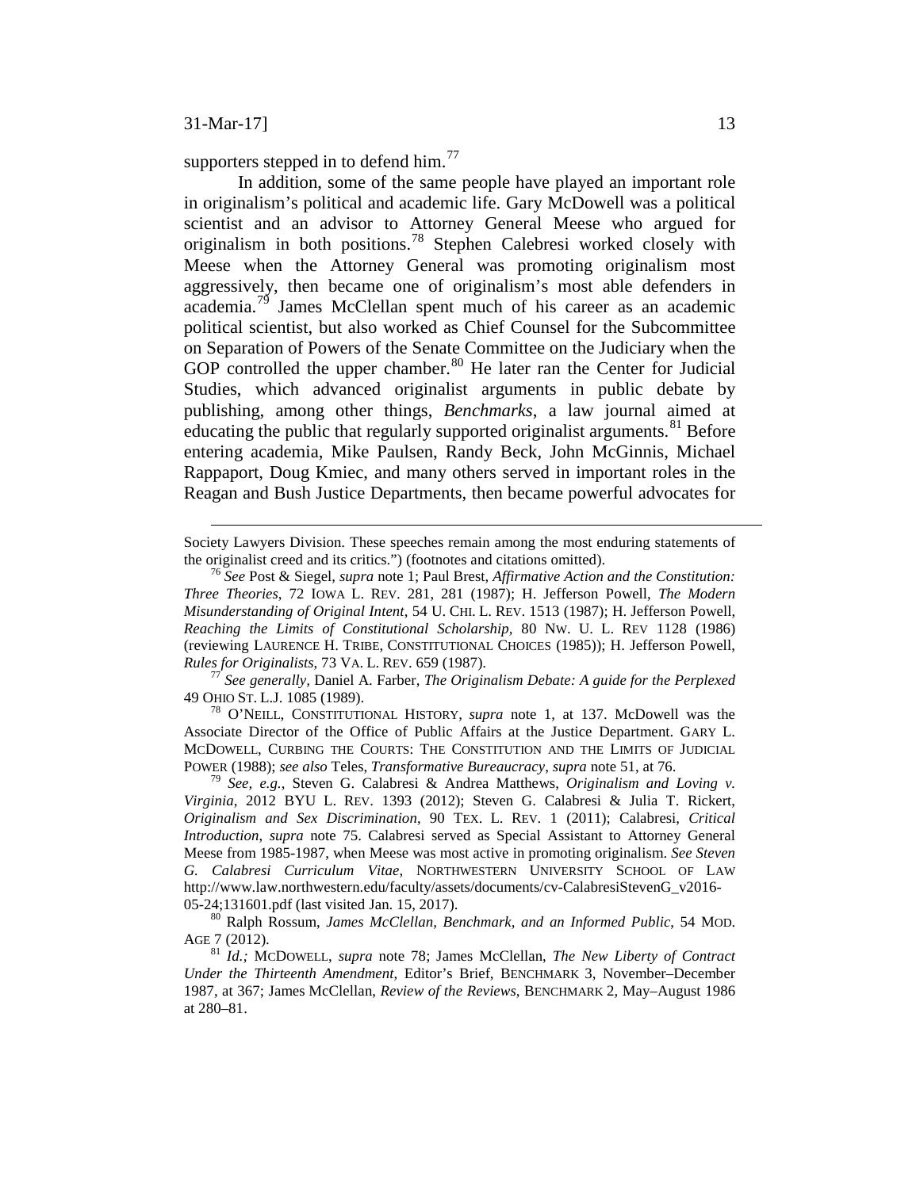supporters stepped in to defend him.[77]

In addition, some of the same people have played an important role in originalism's political and academic life. Gary McDowell was a political scientist and an advisor to Attorney General Meese who argued for originalism in both positions.[78] Stephen Calebresi worked closely with Meese when the Attorney General was promoting originalism most aggressively, then became one of originalism's most able defenders in academia.[79] James McClellan spent much of his career as an academic political scientist, but also worked as Chief Counsel for the Subcommittee on Separation of Powers of the Senate Committee on the Judiciary when the GOP controlled the upper chamber.[80] He later ran the Center for Judicial Studies, which advanced originalist arguments in public debate by publishing, among other things, *Benchmarks*, a law journal aimed at educating the public that regularly supported originalist arguments.[81] Before entering academia, Mike Paulsen, Randy Beck, John McGinnis, Michael Rappaport, Doug Kmiec, and many others served in important roles in the Reagan and Bush Justice Departments, then became powerful advocates for

---

Society Lawyers Division. These speeches remain among the most enduring statements of the originalist creed and its critics.") (footnotes and citations omitted).

[76] *See* Post & Siegel, *supra* note 1; Paul Brest, *Affirmative Action and the Constitution: Three Theories*, 72 IOWA L. REV. 281, 281 (1987); H. Jefferson Powell, *The Modern Misunderstanding of Original Intent*, 54 U. CHI. L. REV. 1513 (1987); H. Jefferson Powell, *Reaching the Limits of Constitutional Scholarship*, 80 NW. U. L. REV 1128 (1986) (reviewing LAURENCE H. TRIBE, CONSTITUTIONAL CHOICES (1985)); H. Jefferson Powell, *Rules for Originalists*, 73 VA. L. REV. 659 (1987).

[77] *See generally*, Daniel A. Farber, *The Originalism Debate: A guide for the Perplexed* 49 OHIO ST. L.J. 1085 (1989).

[78] O'NEILL, CONSTITUTIONAL HISTORY, *supra* note 1, at 137. McDowell was the Associate Director of the Office of Public Affairs at the Justice Department. GARY L. MCDOWELL, CURBING THE COURTS: THE CONSTITUTION AND THE LIMITS OF JUDICIAL POWER (1988); *see also* Teles, *Transformative Bureaucracy*, *supra* note 51, at 76.

[79] *See, e.g.*, Steven G. Calabresi & Andrea Matthews, *Originalism and Loving v. Virginia*, 2012 BYU L. REV. 1393 (2012); Steven G. Calabresi & Julia T. Rickert, *Originalism and Sex Discrimination*, 90 TEX. L. REV. 1 (2011); Calabresi, *Critical Introduction*, *supra* note 75. Calabresi served as Special Assistant to Attorney General Meese from 1985-1987, when Meese was most active in promoting originalism. *See Steven G. Calabresi Curriculum Vitae*, NORTHWESTERN UNIVERSITY SCHOOL OF LAW http://www.law.northwestern.edu/faculty/assets/documents/cv-CalabresiStevenG_v2016-05-24;131601.pdf (last visited Jan. 15, 2017).

[80] Ralph Rossum, *James McClellan, Benchmark, and an Informed Public*, 54 MOD. AGE 7 (2012).

[81] *Id.;* MCDOWELL, *supra* note 78; James McClellan, *The New Liberty of Contract Under the Thirteenth Amendment*, Editor's Brief, BENCHMARK 3, November–December 1987, at 367; James McClellan, *Review of the Reviews*, BENCHMARK 2, May–August 1986 at 280–81.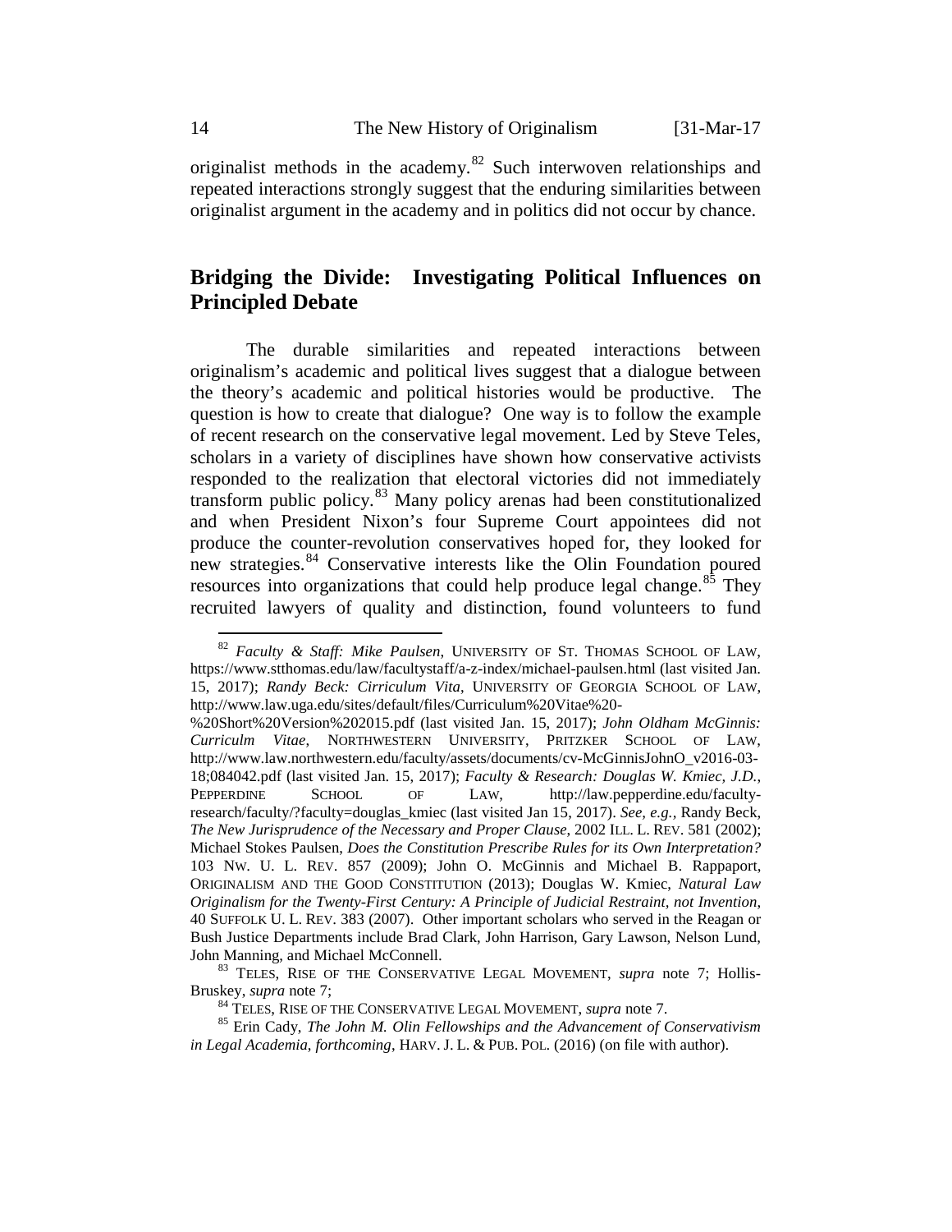originalist methods in the academy.[82] Such interwoven relationships and repeated interactions strongly suggest that the enduring similarities between originalist argument in the academy and in politics did not occur by chance.

## Bridging the Divide: Investigating Political Influences on Principled Debate

The durable similarities and repeated interactions between originalism's academic and political lives suggest that a dialogue between the theory's academic and political histories would be productive. The question is how to create that dialogue? One way is to follow the example of recent research on the conservative legal movement. Led by Steve Teles, scholars in a variety of disciplines have shown how conservative activists responded to the realization that electoral victories did not immediately transform public policy.[83] Many policy arenas had been constitutionalized and when President Nixon's four Supreme Court appointees did not produce the counter-revolution conservatives hoped for, they looked for new strategies.[84] Conservative interests like the Olin Foundation poured resources into organizations that could help produce legal change.[85] They recruited lawyers of quality and distinction, found volunteers to fund

---

[82] *Faculty & Staff: Mike Paulsen*, UNIVERSITY OF ST. THOMAS SCHOOL OF LAW, https://www.stthomas.edu/law/facultystaff/a-z-index/michael-paulsen.html (last visited Jan. 15, 2017); *Randy Beck: Cirriculum Vita*, UNIVERSITY OF GEORGIA SCHOOL OF LAW, http://www.law.uga.edu/sites/default/files/Curriculum%20Vitae%20-%20Short%20Version%202015.pdf (last visited Jan. 15, 2017); *John Oldham McGinnis: Curriculm Vitae*, NORTHWESTERN UNIVERSITY, PRITZKER SCHOOL OF LAW, http://www.law.northwestern.edu/faculty/assets/documents/cv-McGinnisJohnO_v2016-03-18;084042.pdf (last visited Jan. 15, 2017); *Faculty & Research: Douglas W. Kmiec, J.D.*, PEPPERDINE SCHOOL OF LAW, http://law.pepperdine.edu/faculty-research/faculty/?faculty=douglas_kmiec (last visited Jan 15, 2017). *See, e.g.*, Randy Beck, *The New Jurisprudence of the Necessary and Proper Clause*, 2002 ILL. L. REV. 581 (2002); Michael Stokes Paulsen, *Does the Constitution Prescribe Rules for its Own Interpretation?* 103 NW. U. L. REV. 857 (2009); John O. McGinnis and Michael B. Rappaport, ORIGINALISM AND THE GOOD CONSTITUTION (2013); Douglas W. Kmiec, *Natural Law Originalism for the Twenty-First Century: A Principle of Judicial Restraint, not Invention*, 40 SUFFOLK U. L. REV. 383 (2007). Other important scholars who served in the Reagan or Bush Justice Departments include Brad Clark, John Harrison, Gary Lawson, Nelson Lund, John Manning, and Michael McConnell.

[83] TELES, RISE OF THE CONSERVATIVE LEGAL MOVEMENT, *supra* note 7; Hollis-Bruskey, *supra* note 7;

[84] TELES, RISE OF THE CONSERVATIVE LEGAL MOVEMENT, *supra* note 7.

[85] Erin Cady, *The John M. Olin Fellowships and the Advancement of Conservativism in Legal Academia*, *forthcoming*, HARV. J. L. & PUB. POL. (2016) (on file with author).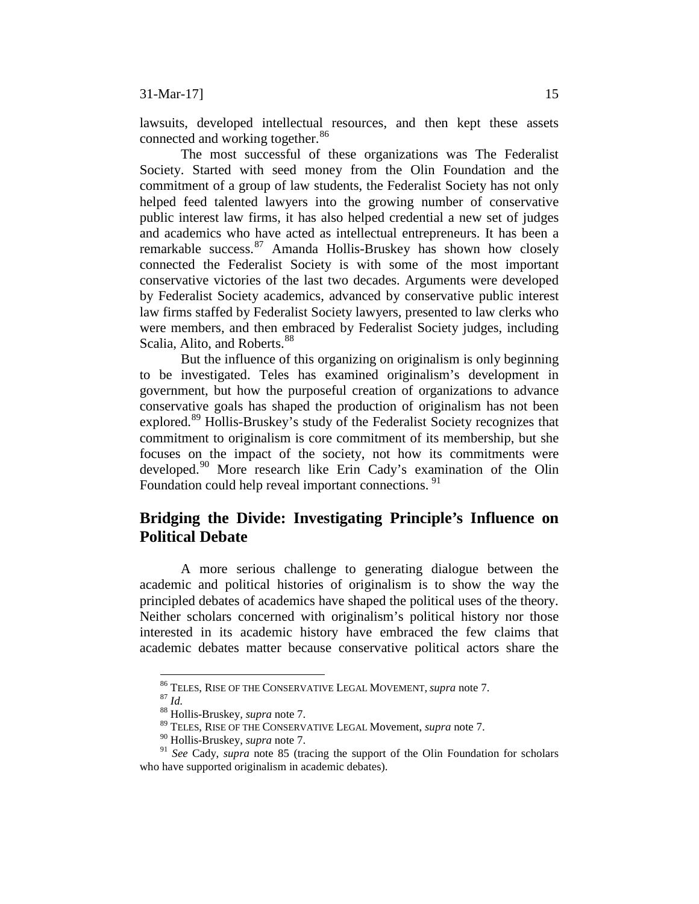lawsuits, developed intellectual resources, and then kept these assets connected and working together.[86]

The most successful of these organizations was The Federalist Society. Started with seed money from the Olin Foundation and the commitment of a group of law students, the Federalist Society has not only helped feed talented lawyers into the growing number of conservative public interest law firms, it has also helped credential a new set of judges and academics who have acted as intellectual entrepreneurs. It has been a remarkable success.[87] Amanda Hollis-Bruskey has shown how closely connected the Federalist Society is with some of the most important conservative victories of the last two decades. Arguments were developed by Federalist Society academics, advanced by conservative public interest law firms staffed by Federalist Society lawyers, presented to law clerks who were members, and then embraced by Federalist Society judges, including Scalia, Alito, and Roberts.[88]

But the influence of this organizing on originalism is only beginning to be investigated. Teles has examined originalism's development in government, but how the purposeful creation of organizations to advance conservative goals has shaped the production of originalism has not been explored.[89] Hollis-Bruskey's study of the Federalist Society recognizes that commitment to originalism is core commitment of its membership, but she focuses on the impact of the society, not how its commitments were developed.[90] More research like Erin Cady's examination of the Olin Foundation could help reveal important connections.[91]

## Bridging the Divide: Investigating Principle's Influence on Political Debate

A more serious challenge to generating dialogue between the academic and political histories of originalism is to show the way the principled debates of academics have shaped the political uses of the theory. Neither scholars concerned with originalism's political history nor those interested in its academic history have embraced the few claims that academic debates matter because conservative political actors share the

---

[86] TELES, RISE OF THE CONSERVATIVE LEGAL MOVEMENT, *supra* note 7.

[87] *Id.*

[88] Hollis-Bruskey, *supra* note 7.

[89] TELES, RISE OF THE CONSERVATIVE LEGAL Movement, *supra* note 7.

[90] Hollis-Bruskey, *supra* note 7.

[91] *See* Cady, *supra* note 85 (tracing the support of the Olin Foundation for scholars who have supported originalism in academic debates).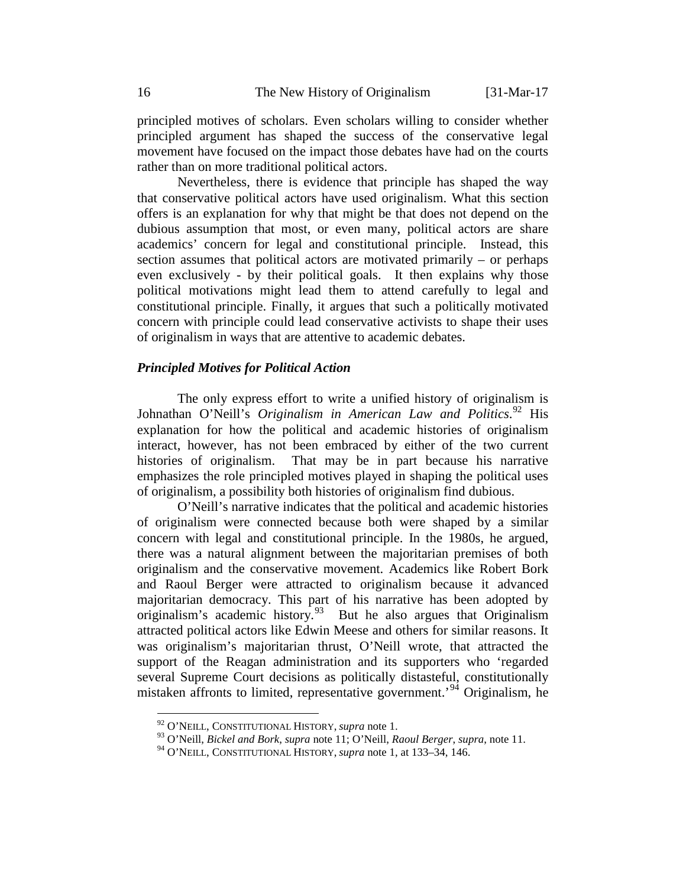principled motives of scholars. Even scholars willing to consider whether principled argument has shaped the success of the conservative legal movement have focused on the impact those debates have had on the courts rather than on more traditional political actors.

Nevertheless, there is evidence that principle has shaped the way that conservative political actors have used originalism. What this section offers is an explanation for why that might be that does not depend on the dubious assumption that most, or even many, political actors are share academics' concern for legal and constitutional principle. Instead, this section assumes that political actors are motivated primarily – or perhaps even exclusively - by their political goals. It then explains why those political motivations might lead them to attend carefully to legal and constitutional principle. Finally, it argues that such a politically motivated concern with principle could lead conservative activists to shape their uses of originalism in ways that are attentive to academic debates.

### *Principled Motives for Political Action*

The only express effort to write a unified history of originalism is Johnathan O'Neill's *Originalism in American Law and Politics*.[92] His explanation for how the political and academic histories of originalism interact, however, has not been embraced by either of the two current histories of originalism. That may be in part because his narrative emphasizes the role principled motives played in shaping the political uses of originalism, a possibility both histories of originalism find dubious.

O'Neill's narrative indicates that the political and academic histories of originalism were connected because both were shaped by a similar concern with legal and constitutional principle. In the 1980s, he argued, there was a natural alignment between the majoritarian premises of both originalism and the conservative movement. Academics like Robert Bork and Raoul Berger were attracted to originalism because it advanced majoritarian democracy. This part of his narrative has been adopted by originalism's academic history.[93] But he also argues that Originalism attracted political actors like Edwin Meese and others for similar reasons. It was originalism's majoritarian thrust, O'Neill wrote, that attracted the support of the Reagan administration and its supporters who 'regarded several Supreme Court decisions as politically distasteful, constitutionally mistaken affronts to limited, representative government.'[94] Originalism, he

---

[92] O'NEILL, CONSTITUTIONAL HISTORY, *supra* note 1.

[93] O'Neill, *Bickel and Bork*, *supra* note 11; O'Neill, *Raoul Berger*, *supra*, note 11.

[94] O'NEILL, CONSTITUTIONAL HISTORY, *supra* note 1, at 133–34, 146.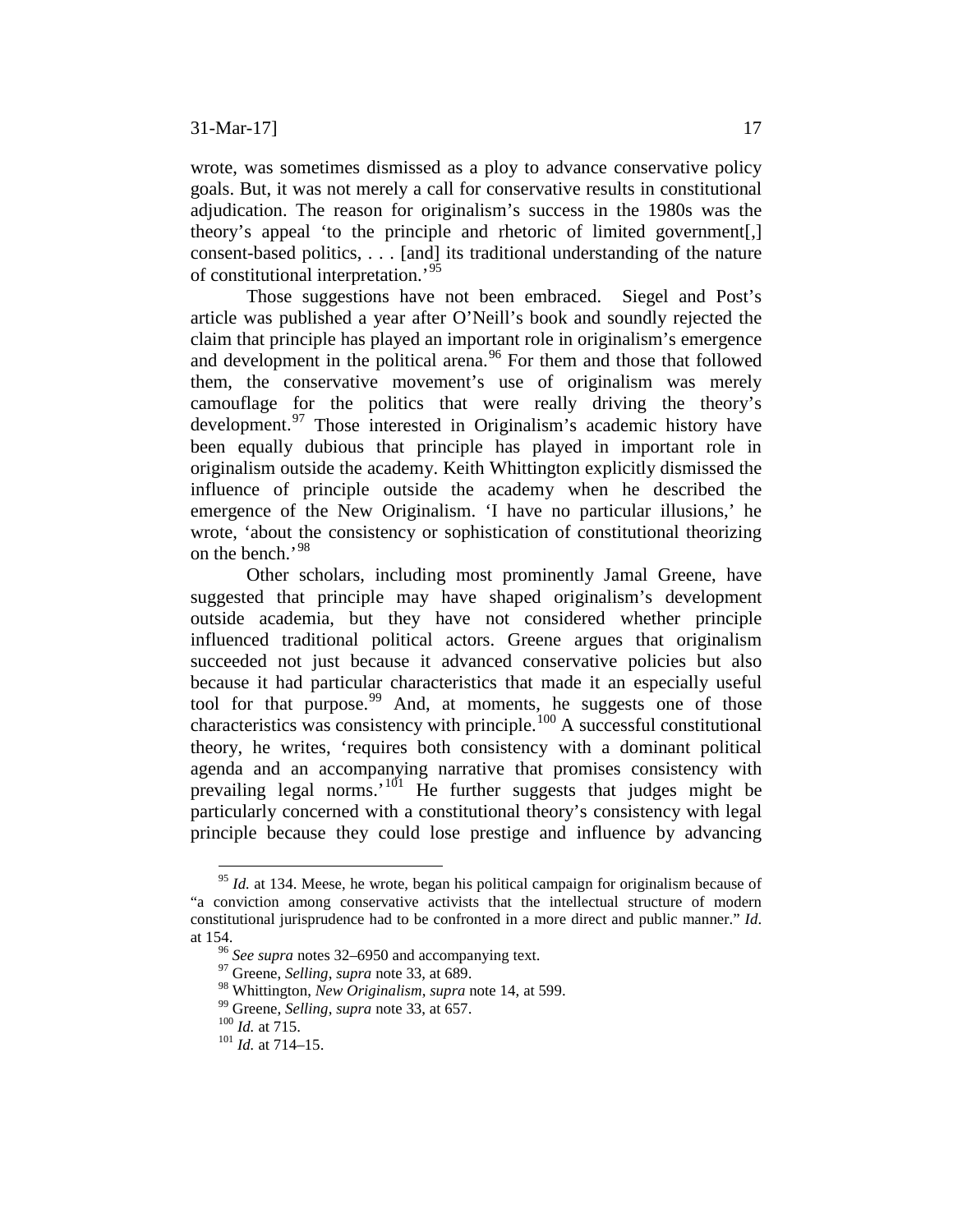wrote, was sometimes dismissed as a ploy to advance conservative policy goals. But, it was not merely a call for conservative results in constitutional adjudication. The reason for originalism's success in the 1980s was the theory's appeal 'to the principle and rhetoric of limited government[,] consent-based politics, . . . [and] its traditional understanding of the nature of constitutional interpretation.'[95]

Those suggestions have not been embraced. Siegel and Post's article was published a year after O'Neill's book and soundly rejected the claim that principle has played an important role in originalism's emergence and development in the political arena.[96] For them and those that followed them, the conservative movement's use of originalism was merely camouflage for the politics that were really driving the theory's development.[97] Those interested in Originalism's academic history have been equally dubious that principle has played in important role in originalism outside the academy. Keith Whittington explicitly dismissed the influence of principle outside the academy when he described the emergence of the New Originalism. 'I have no particular illusions,' he wrote, 'about the consistency or sophistication of constitutional theorizing on the bench.'[98]

Other scholars, including most prominently Jamal Greene, have suggested that principle may have shaped originalism's development outside academia, but they have not considered whether principle influenced traditional political actors. Greene argues that originalism succeeded not just because it advanced conservative policies but also because it had particular characteristics that made it an especially useful tool for that purpose.[99] And, at moments, he suggests one of those characteristics was consistency with principle.[100] A successful constitutional theory, he writes, 'requires both consistency with a dominant political agenda and an accompanying narrative that promises consistency with prevailing legal norms.'[101] He further suggests that judges might be particularly concerned with a constitutional theory's consistency with legal principle because they could lose prestige and influence by advancing

---

[95] *Id.* at 134. Meese, he wrote, began his political campaign for originalism because of "a conviction among conservative activists that the intellectual structure of modern constitutional jurisprudence had to be confronted in a more direct and public manner." *Id*. at 154.

[96] *See supra* notes 32–6950 and accompanying text.

[97] Greene, *Selling*, *supra* note 33, at 689.

[98] Whittington, *New Originalism*, *supra* note 14, at 599.

[99] Greene, *Selling*, *supra* note 33, at 657.

[100] *Id.* at 715.

[101] *Id.* at 714–15.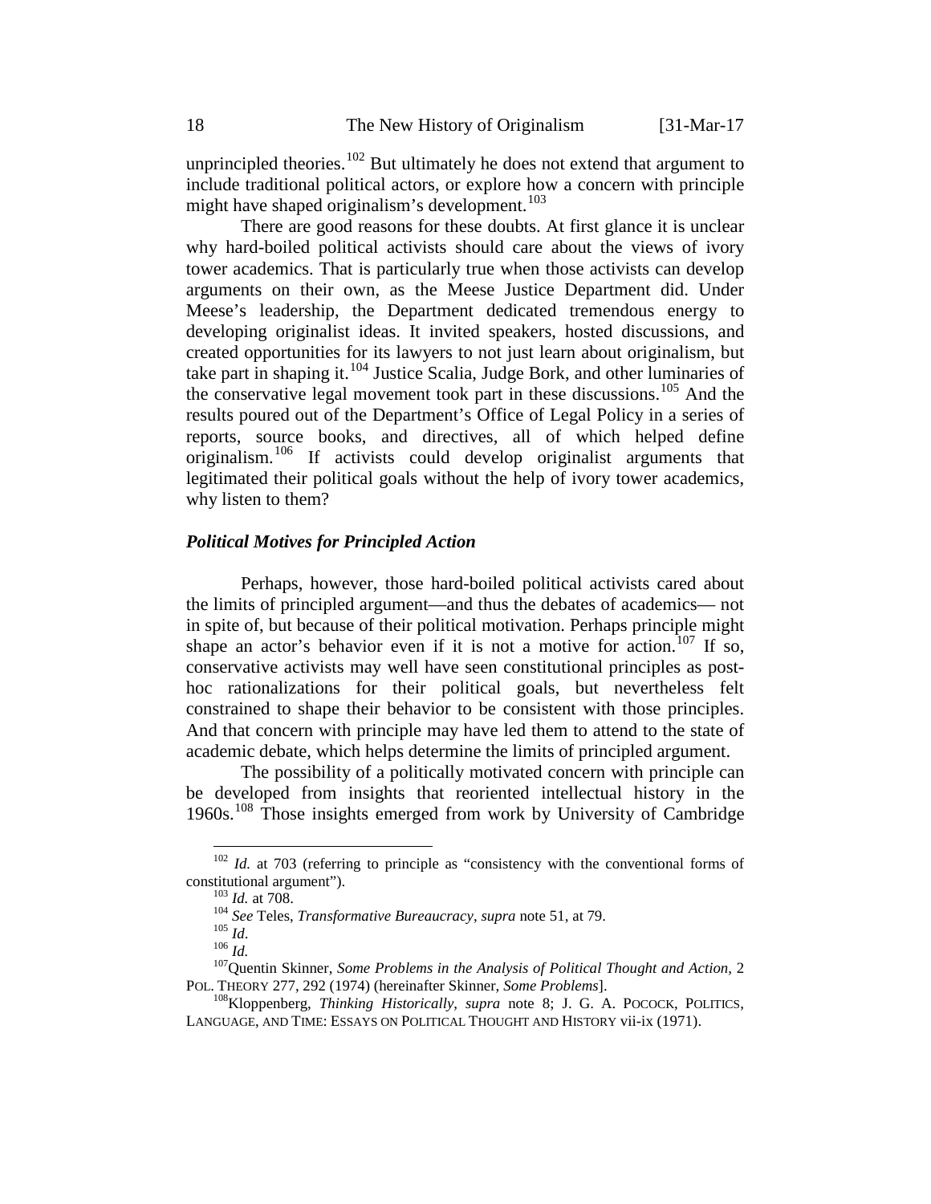unprincipled theories.[102] But ultimately he does not extend that argument to include traditional political actors, or explore how a concern with principle might have shaped originalism's development.[103]

There are good reasons for these doubts. At first glance it is unclear why hard-boiled political activists should care about the views of ivory tower academics. That is particularly true when those activists can develop arguments on their own, as the Meese Justice Department did. Under Meese's leadership, the Department dedicated tremendous energy to developing originalist ideas. It invited speakers, hosted discussions, and created opportunities for its lawyers to not just learn about originalism, but take part in shaping it.[104] Justice Scalia, Judge Bork, and other luminaries of the conservative legal movement took part in these discussions.[105] And the results poured out of the Department's Office of Legal Policy in a series of reports, source books, and directives, all of which helped define originalism.[106] If activists could develop originalist arguments that legitimated their political goals without the help of ivory tower academics, why listen to them?

### *Political Motives for Principled Action*

Perhaps, however, those hard-boiled political activists cared about the limits of principled argument—and thus the debates of academics— not in spite of, but because of their political motivation. Perhaps principle might shape an actor's behavior even if it is not a motive for action.[107] If so, conservative activists may well have seen constitutional principles as post-hoc rationalizations for their political goals, but nevertheless felt constrained to shape their behavior to be consistent with those principles. And that concern with principle may have led them to attend to the state of academic debate, which helps determine the limits of principled argument.

The possibility of a politically motivated concern with principle can be developed from insights that reoriented intellectual history in the 1960s.[108] Those insights emerged from work by University of Cambridge

---

[102] *Id.* at 703 (referring to principle as "consistency with the conventional forms of constitutional argument").

[103] *Id.* at 708.

[104] *See* Teles, *Transformative Bureaucracy*, *supra* note 51, at 79.

[105] *Id*.

[106] *Id.*

[107] Quentin Skinner, *Some Problems in the Analysis of Political Thought and Action*, 2 POL. THEORY 277, 292 (1974) (hereinafter Skinner, *Some Problems*].

[108] Kloppenberg, *Thinking Historically*, *supra* note 8; J. G. A. POCOCK, POLITICS, LANGUAGE, AND TIME: ESSAYS ON POLITICAL THOUGHT AND HISTORY vii-ix (1971).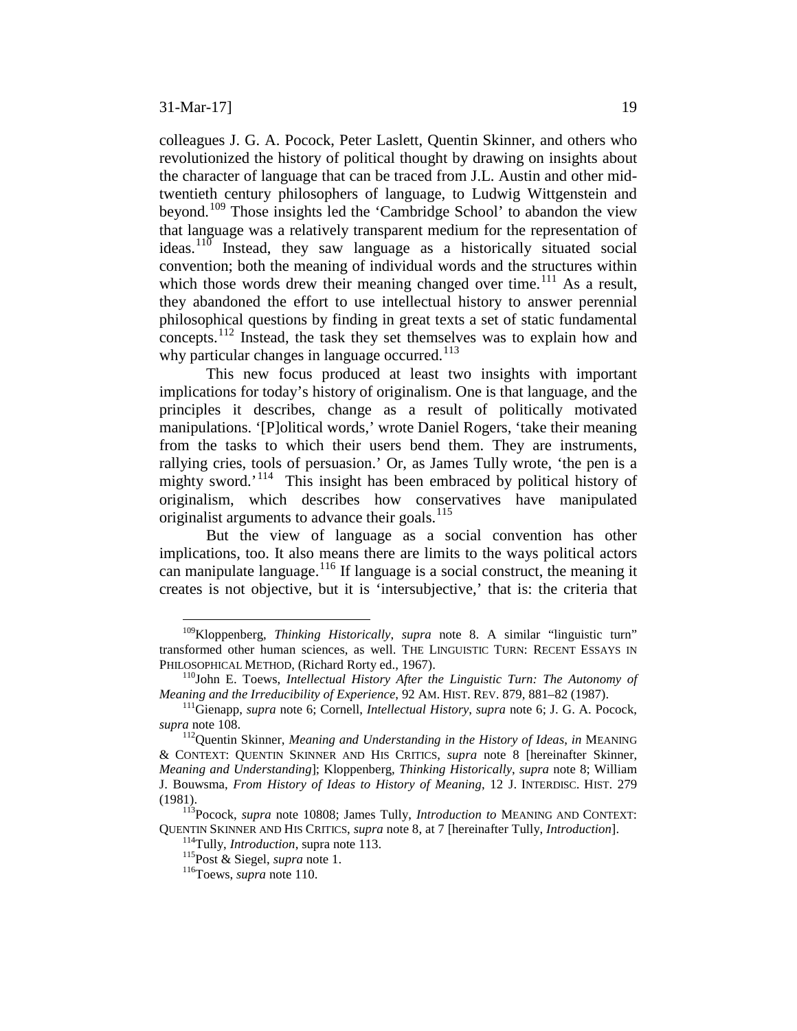colleagues J. G. A. Pocock, Peter Laslett, Quentin Skinner, and others who revolutionized the history of political thought by drawing on insights about the character of language that can be traced from J.L. Austin and other mid-twentieth century philosophers of language, to Ludwig Wittgenstein and beyond.[109] Those insights led the 'Cambridge School' to abandon the view that language was a relatively transparent medium for the representation of ideas.[110] Instead, they saw language as a historically situated social convention; both the meaning of individual words and the structures within which those words drew their meaning changed over time.[111] As a result, they abandoned the effort to use intellectual history to answer perennial philosophical questions by finding in great texts a set of static fundamental concepts.[112] Instead, the task they set themselves was to explain how and why particular changes in language occurred.[113]

This new focus produced at least two insights with important implications for today's history of originalism. One is that language, and the principles it describes, change as a result of politically motivated manipulations. '[P]olitical words,' wrote Daniel Rogers, 'take their meaning from the tasks to which their users bend them. They are instruments, rallying cries, tools of persuasion.' Or, as James Tully wrote, 'the pen is a mighty sword.'[114] This insight has been embraced by political history of originalism, which describes how conservatives have manipulated originalist arguments to advance their goals.[115]

But the view of language as a social convention has other implications, too. It also means there are limits to the ways political actors can manipulate language.[116] If language is a social construct, the meaning it creates is not objective, but it is 'intersubjective,' that is: the criteria that

---

[109] Kloppenberg, *Thinking Historically*, *supra* note 8. A similar "linguistic turn" transformed other human sciences, as well. THE LINGUISTIC TURN: RECENT ESSAYS IN PHILOSOPHICAL METHOD, (Richard Rorty ed., 1967).

[110] John E. Toews, *Intellectual History After the Linguistic Turn: The Autonomy of Meaning and the Irreducibility of Experience*, 92 AM. HIST. REV. 879, 881–82 (1987).

[111] Gienapp, *supra* note 6; Cornell, *Intellectual History*, *supra* note 6; J. G. A. Pocock, *supra* note 108.

[112] Quentin Skinner, *Meaning and Understanding in the History of Ideas*, *in* MEANING & CONTEXT: QUENTIN SKINNER AND HIS CRITICS, *supra* note 8 [hereinafter Skinner, *Meaning and Understanding*]; Kloppenberg, *Thinking Historically*, *supra* note 8; William J. Bouwsma, *From History of Ideas to History of Meaning*, 12 J. INTERDISC. HIST. 279 (1981).

[113] Pocock, *supra* note 10808; James Tully, *Introduction to* MEANING AND CONTEXT: QUENTIN SKINNER AND HIS CRITICS, *supra* note 8, at 7 [hereinafter Tully, *Introduction*].

[114] Tully, *Introduction*, supra note 113.

[115] Post & Siegel, *supra* note 1.

[116] Toews, *supra* note 110.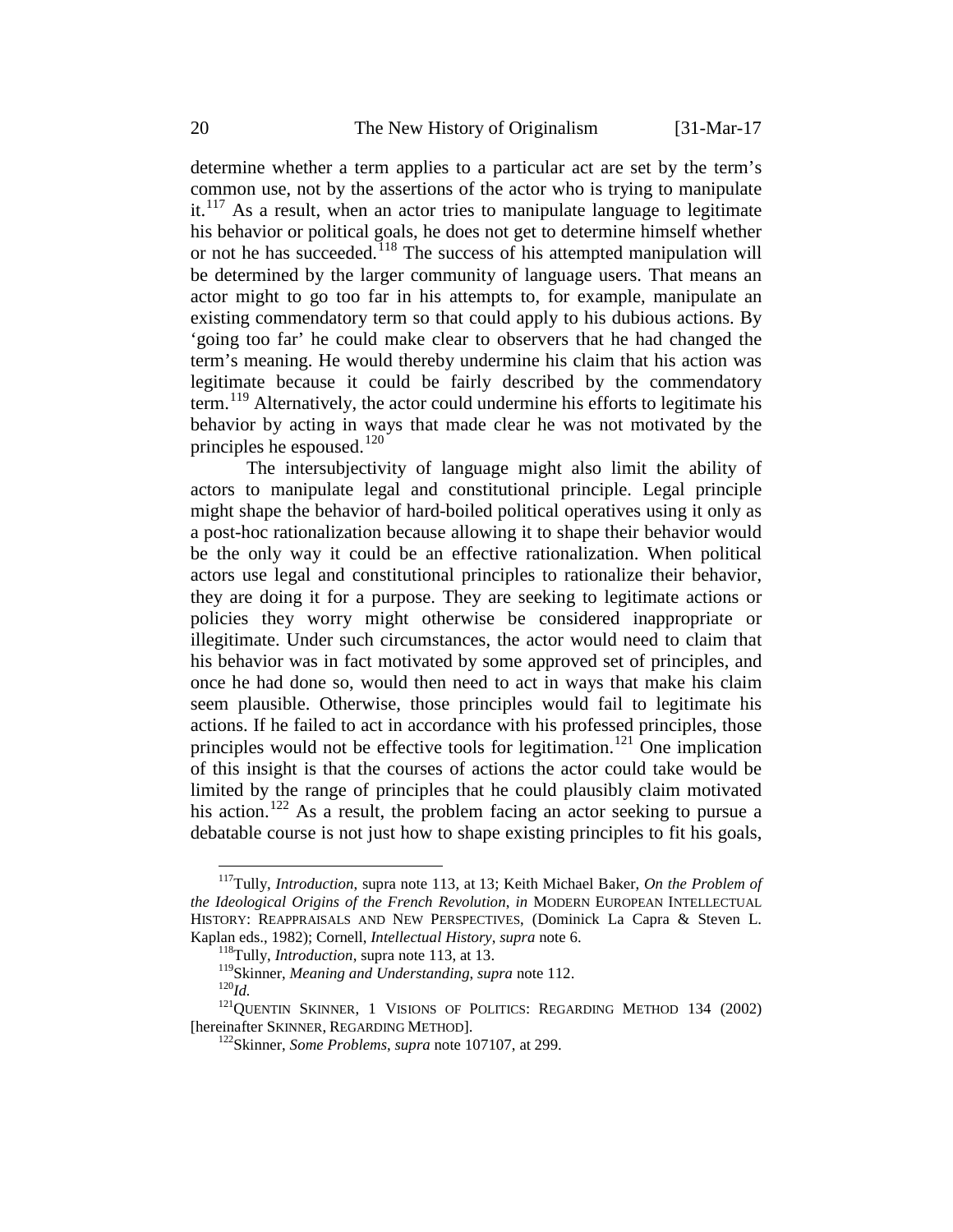determine whether a term applies to a particular act are set by the term's common use, not by the assertions of the actor who is trying to manipulate it.[117] As a result, when an actor tries to manipulate language to legitimate his behavior or political goals, he does not get to determine himself whether or not he has succeeded.[118] The success of his attempted manipulation will be determined by the larger community of language users. That means an actor might to go too far in his attempts to, for example, manipulate an existing commendatory term so that could apply to his dubious actions. By 'going too far' he could make clear to observers that he had changed the term's meaning. He would thereby undermine his claim that his action was legitimate because it could be fairly described by the commendatory term.[119] Alternatively, the actor could undermine his efforts to legitimate his behavior by acting in ways that made clear he was not motivated by the principles he espoused.[120]

The intersubjectivity of language might also limit the ability of actors to manipulate legal and constitutional principle. Legal principle might shape the behavior of hard-boiled political operatives using it only as a post-hoc rationalization because allowing it to shape their behavior would be the only way it could be an effective rationalization. When political actors use legal and constitutional principles to rationalize their behavior, they are doing it for a purpose. They are seeking to legitimate actions or policies they worry might otherwise be considered inappropriate or illegitimate. Under such circumstances, the actor would need to claim that his behavior was in fact motivated by some approved set of principles, and once he had done so, would then need to act in ways that make his claim seem plausible. Otherwise, those principles would fail to legitimate his actions. If he failed to act in accordance with his professed principles, those principles would not be effective tools for legitimation.[121] One implication of this insight is that the courses of actions the actor could take would be limited by the range of principles that he could plausibly claim motivated his action.[122] As a result, the problem facing an actor seeking to pursue a debatable course is not just how to shape existing principles to fit his goals,

---

[117] Tully, *Introduction*, supra note 113, at 13; Keith Michael Baker, *On the Problem of the Ideological Origins of the French Revolution*, *in* MODERN EUROPEAN INTELLECTUAL HISTORY: REAPPRAISALS AND NEW PERSPECTIVES, (Dominick La Capra & Steven L. Kaplan eds., 1982); Cornell, *Intellectual History*, *supra* note 6.

[118] Tully, *Introduction*, supra note 113, at 13.

[119] Skinner, *Meaning and Understanding*, *supra* note 112.

[120] *Id.*

[121] QUENTIN SKINNER, 1 VISIONS OF POLITICS: REGARDING METHOD 134 (2002) [hereinafter SKINNER, REGARDING METHOD].

[122] Skinner, *Some Problems*, *supra* note 107107, at 299.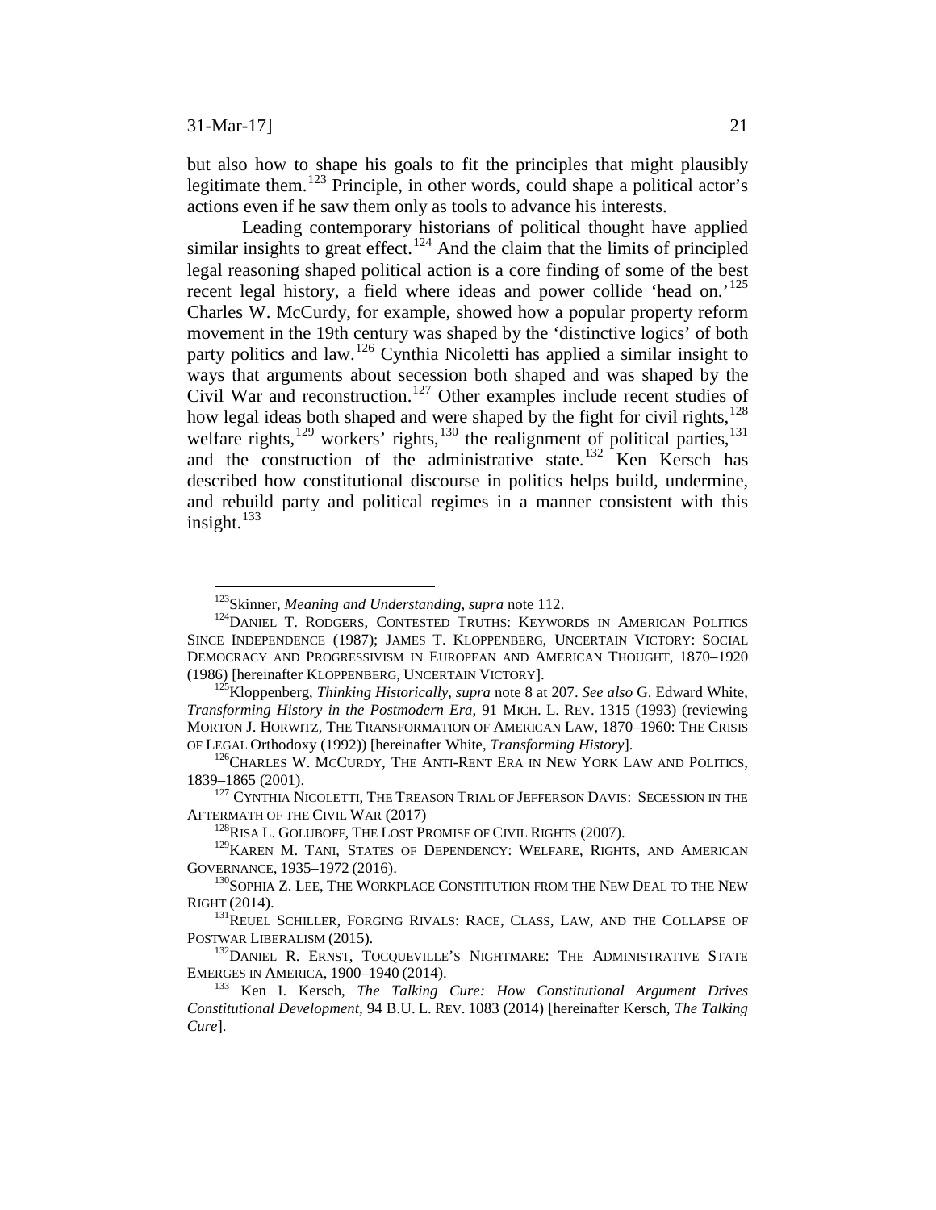but also how to shape his goals to fit the principles that might plausibly legitimate them.[123] Principle, in other words, could shape a political actor's actions even if he saw them only as tools to advance his interests.

Leading contemporary historians of political thought have applied similar insights to great effect.[124] And the claim that the limits of principled legal reasoning shaped political action is a core finding of some of the best recent legal history, a field where ideas and power collide 'head on.'[125] Charles W. McCurdy, for example, showed how a popular property reform movement in the 19th century was shaped by the 'distinctive logics' of both party politics and law.[126] Cynthia Nicoletti has applied a similar insight to ways that arguments about secession both shaped and was shaped by the Civil War and reconstruction.[127] Other examples include recent studies of how legal ideas both shaped and were shaped by the fight for civil rights,[128] welfare rights,[129] workers' rights,[130] the realignment of political parties,[131] and the construction of the administrative state.[132] Ken Kersch has described how constitutional discourse in politics helps build, undermine, and rebuild party and political regimes in a manner consistent with this insight.[133]

---

[123] Skinner, *Meaning and Understanding*, *supra* note 112.

[124] DANIEL T. RODGERS, CONTESTED TRUTHS: KEYWORDS IN AMERICAN POLITICS SINCE INDEPENDENCE (1987); JAMES T. KLOPPENBERG, UNCERTAIN VICTORY: SOCIAL DEMOCRACY AND PROGRESSIVISM IN EUROPEAN AND AMERICAN THOUGHT, 1870–1920 (1986) [hereinafter KLOPPENBERG, UNCERTAIN VICTORY].

[125] Kloppenberg, *Thinking Historically*, *supra* note 8 at 207. *See also* G. Edward White, *Transforming History in the Postmodern Era*, 91 MICH. L. REV. 1315 (1993) (reviewing MORTON J. HORWITZ, THE TRANSFORMATION OF AMERICAN LAW, 1870–1960: THE CRISIS OF LEGAL Orthodoxy (1992)) [hereinafter White, *Transforming History*].

[126] CHARLES W. MCCURDY, THE ANTI-RENT ERA IN NEW YORK LAW AND POLITICS, 1839–1865 (2001).

[127] CYNTHIA NICOLETTI, THE TREASON TRIAL OF JEFFERSON DAVIS: SECESSION IN THE AFTERMATH OF THE CIVIL WAR (2017)

[128] RISA L. GOLUBOFF, THE LOST PROMISE OF CIVIL RIGHTS (2007).

[129] KAREN M. TANI, STATES OF DEPENDENCY: WELFARE, RIGHTS, AND AMERICAN GOVERNANCE, 1935–1972 (2016).

[130] SOPHIA Z. LEE, THE WORKPLACE CONSTITUTION FROM THE NEW DEAL TO THE NEW RIGHT (2014).

[131] REUEL SCHILLER, FORGING RIVALS: RACE, CLASS, LAW, AND THE COLLAPSE OF POSTWAR LIBERALISM (2015).

[132] DANIEL R. ERNST, TOCQUEVILLE'S NIGHTMARE: THE ADMINISTRATIVE STATE EMERGES IN AMERICA, 1900–1940 (2014).

[133] Ken I. Kersch, *The Talking Cure: How Constitutional Argument Drives Constitutional Development*, 94 B.U. L. REV. 1083 (2014) [hereinafter Kersch, *The Talking Cure*].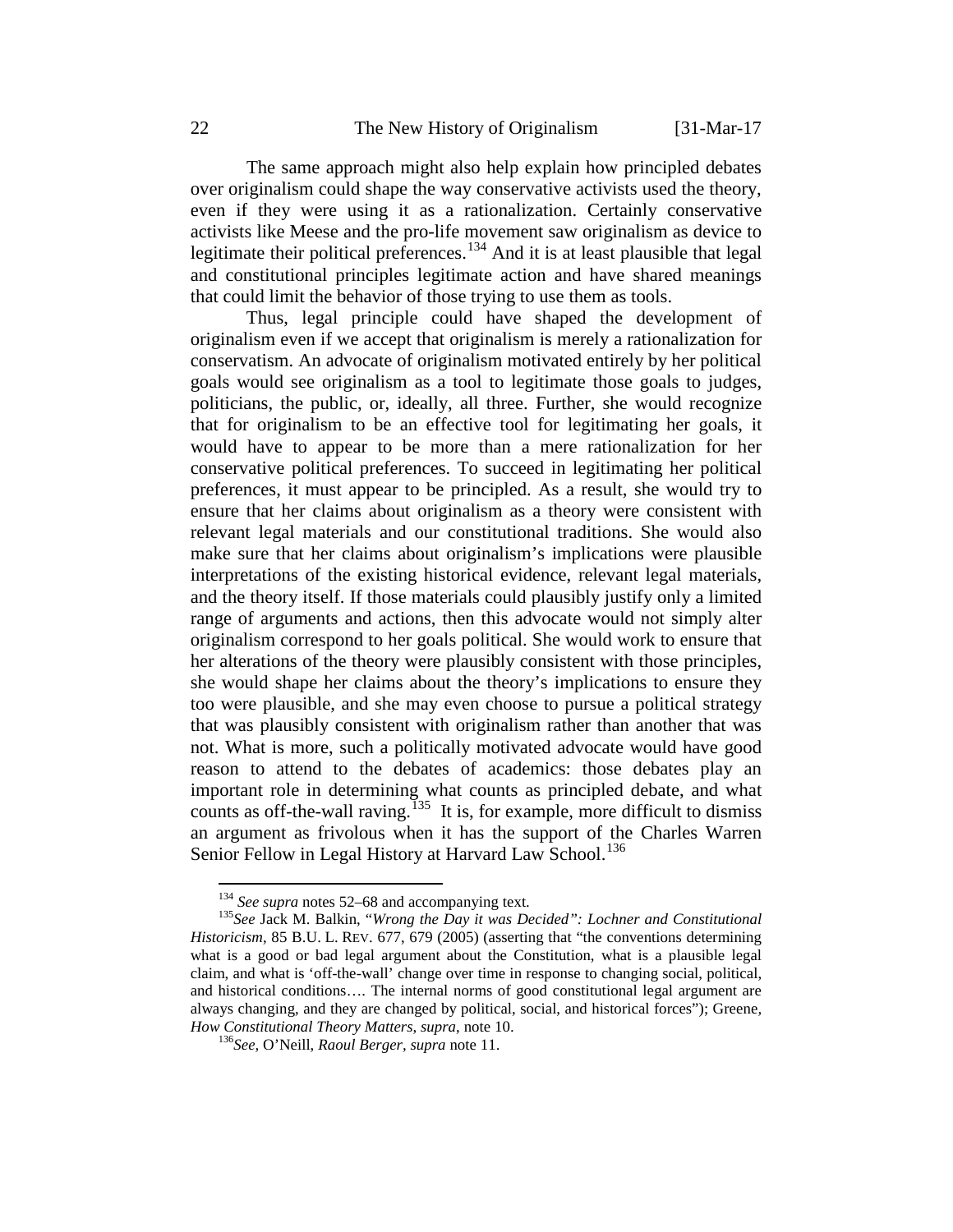The same approach might also help explain how principled debates over originalism could shape the way conservative activists used the theory, even if they were using it as a rationalization. Certainly conservative activists like Meese and the pro-life movement saw originalism as device to legitimate their political preferences.[134] And it is at least plausible that legal and constitutional principles legitimate action and have shared meanings that could limit the behavior of those trying to use them as tools.

Thus, legal principle could have shaped the development of originalism even if we accept that originalism is merely a rationalization for conservatism. An advocate of originalism motivated entirely by her political goals would see originalism as a tool to legitimate those goals to judges, politicians, the public, or, ideally, all three. Further, she would recognize that for originalism to be an effective tool for legitimating her goals, it would have to appear to be more than a mere rationalization for her conservative political preferences. To succeed in legitimating her political preferences, it must appear to be principled. As a result, she would try to ensure that her claims about originalism as a theory were consistent with relevant legal materials and our constitutional traditions. She would also make sure that her claims about originalism's implications were plausible interpretations of the existing historical evidence, relevant legal materials, and the theory itself. If those materials could plausibly justify only a limited range of arguments and actions, then this advocate would not simply alter originalism correspond to her goals political. She would work to ensure that her alterations of the theory were plausibly consistent with those principles, she would shape her claims about the theory's implications to ensure they too were plausible, and she may even choose to pursue a political strategy that was plausibly consistent with originalism rather than another that was not. What is more, such a politically motivated advocate would have good reason to attend to the debates of academics: those debates play an important role in determining what counts as principled debate, and what counts as off-the-wall raving.[135] It is, for example, more difficult to dismiss an argument as frivolous when it has the support of the Charles Warren Senior Fellow in Legal History at Harvard Law School.[136]

---

[134] *See supra* notes 52–68 and accompanying text.

[135] *See* Jack M. Balkin, "*Wrong the Day it was Decided": Lochner and Constitutional Historicism*, 85 B.U. L. REV. 677, 679 (2005) (asserting that "the conventions determining what is a good or bad legal argument about the Constitution, what is a plausible legal claim, and what is 'off-the-wall' change over time in response to changing social, political, and historical conditions…. The internal norms of good constitutional legal argument are always changing, and they are changed by political, social, and historical forces"); Greene, *How Constitutional Theory Matters*, *supra*, note 10.

[136] *See,* O'Neill, *Raoul Berger, supra* note 11.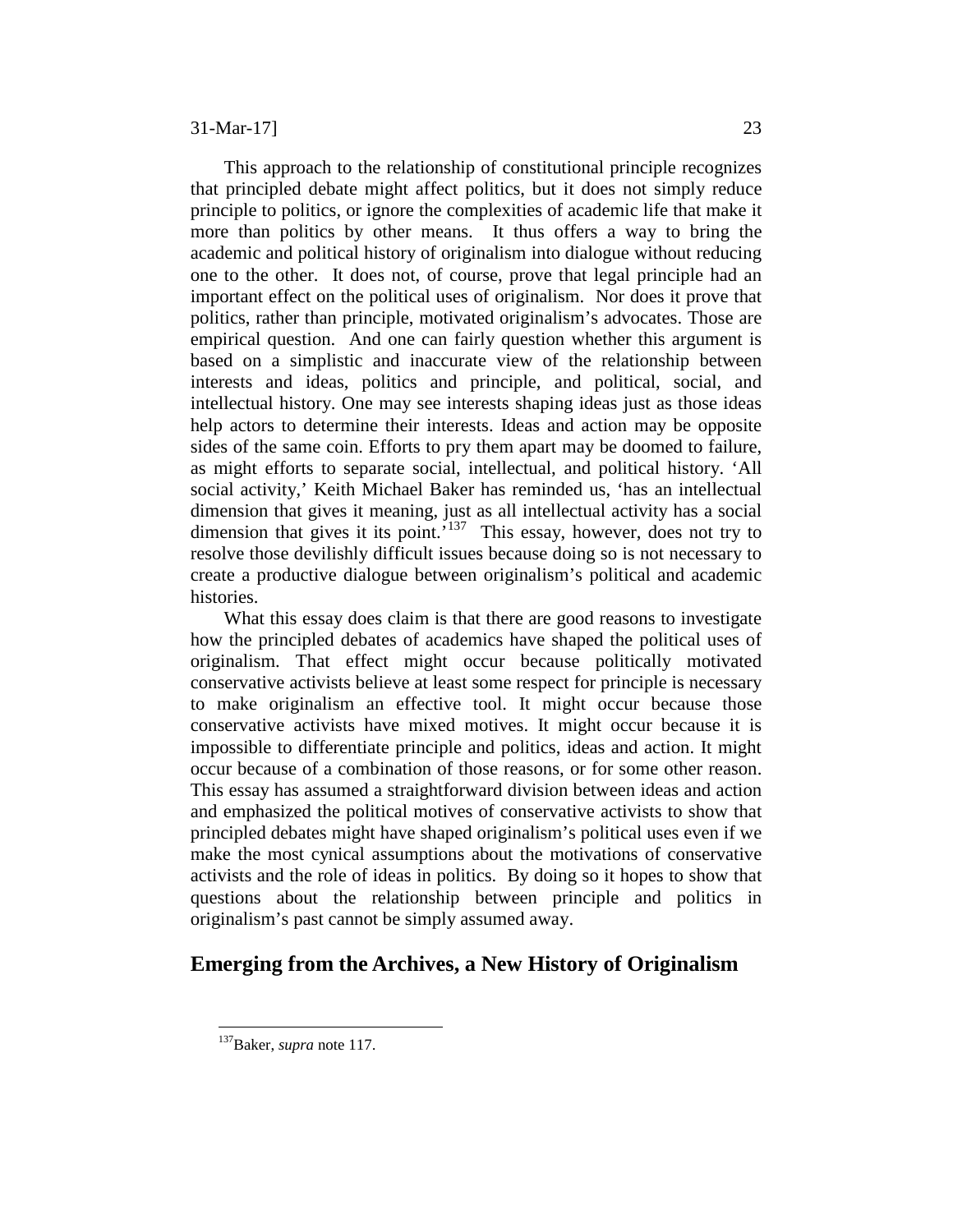This approach to the relationship of constitutional principle recognizes that principled debate might affect politics, but it does not simply reduce principle to politics, or ignore the complexities of academic life that make it more than politics by other means. It thus offers a way to bring the academic and political history of originalism into dialogue without reducing one to the other. It does not, of course, prove that legal principle had an important effect on the political uses of originalism. Nor does it prove that politics, rather than principle, motivated originalism's advocates. Those are empirical question. And one can fairly question whether this argument is based on a simplistic and inaccurate view of the relationship between interests and ideas, politics and principle, and political, social, and intellectual history. One may see interests shaping ideas just as those ideas help actors to determine their interests. Ideas and action may be opposite sides of the same coin. Efforts to pry them apart may be doomed to failure, as might efforts to separate social, intellectual, and political history. 'All social activity,' Keith Michael Baker has reminded us, 'has an intellectual dimension that gives it meaning, just as all intellectual activity has a social dimension that gives it its point.'[137] This essay, however, does not try to resolve those devilishly difficult issues because doing so is not necessary to create a productive dialogue between originalism's political and academic histories.

What this essay does claim is that there are good reasons to investigate how the principled debates of academics have shaped the political uses of originalism. That effect might occur because politically motivated conservative activists believe at least some respect for principle is necessary to make originalism an effective tool. It might occur because those conservative activists have mixed motives. It might occur because it is impossible to differentiate principle and politics, ideas and action. It might occur because of a combination of those reasons, or for some other reason. This essay has assumed a straightforward division between ideas and action and emphasized the political motives of conservative activists to show that principled debates might have shaped originalism's political uses even if we make the most cynical assumptions about the motivations of conservative activists and the role of ideas in politics. By doing so it hopes to show that questions about the relationship between principle and politics in originalism's past cannot be simply assumed away.

## Emerging from the Archives, a New History of Originalism

[137] Baker, *supra* note 117.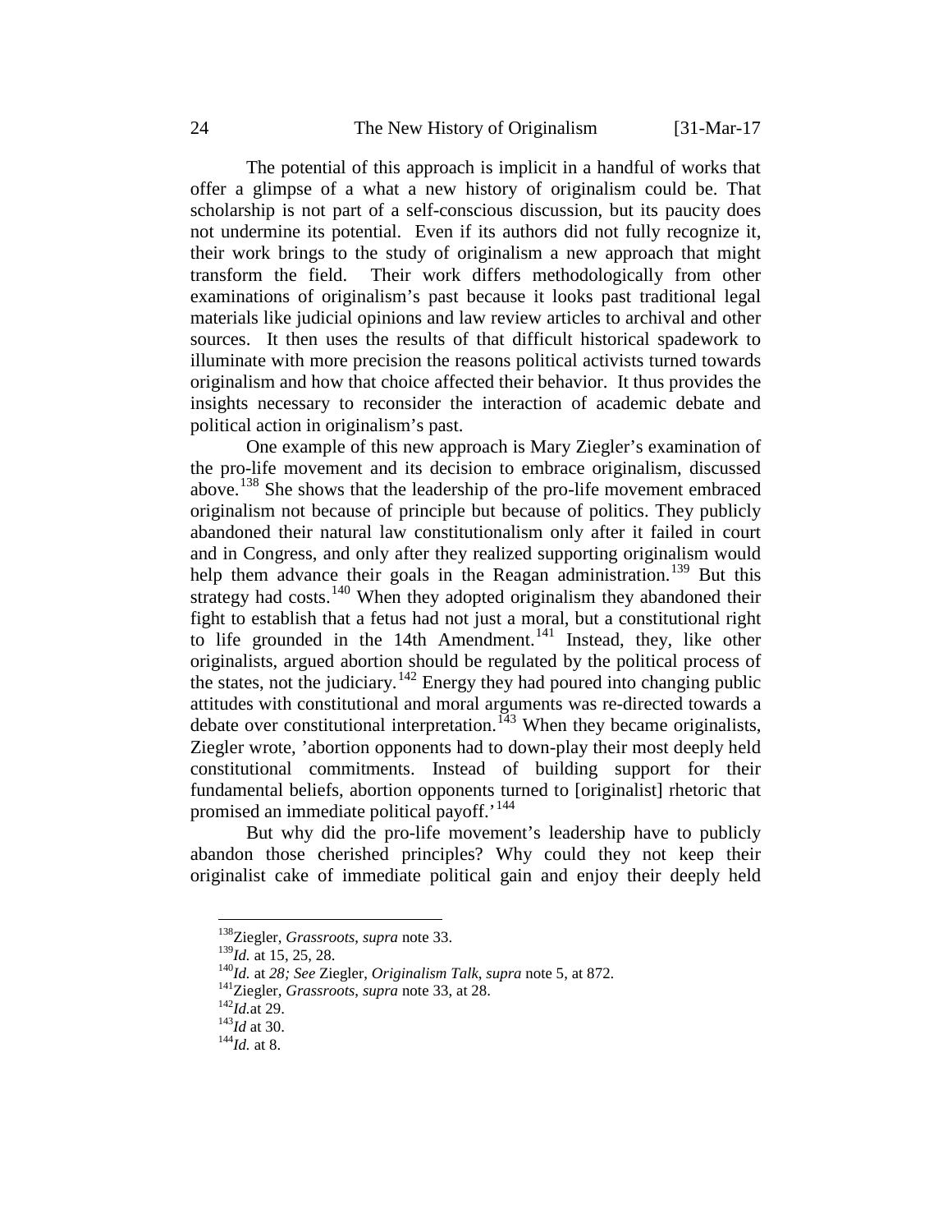The potential of this approach is implicit in a handful of works that offer a glimpse of a what a new history of originalism could be. That scholarship is not part of a self-conscious discussion, but its paucity does not undermine its potential. Even if its authors did not fully recognize it, their work brings to the study of originalism a new approach that might transform the field. Their work differs methodologically from other examinations of originalism's past because it looks past traditional legal materials like judicial opinions and law review articles to archival and other sources. It then uses the results of that difficult historical spadework to illuminate with more precision the reasons political activists turned towards originalism and how that choice affected their behavior. It thus provides the insights necessary to reconsider the interaction of academic debate and political action in originalism's past.

One example of this new approach is Mary Ziegler's examination of the pro-life movement and its decision to embrace originalism, discussed above.[138] She shows that the leadership of the pro-life movement embraced originalism not because of principle but because of politics. They publicly abandoned their natural law constitutionalism only after it failed in court and in Congress, and only after they realized supporting originalism would help them advance their goals in the Reagan administration.[139] But this strategy had costs.[140] When they adopted originalism they abandoned their fight to establish that a fetus had not just a moral, but a constitutional right to life grounded in the 14th Amendment.[141] Instead, they, like other originalists, argued abortion should be regulated by the political process of the states, not the judiciary.[142] Energy they had poured into changing public attitudes with constitutional and moral arguments was re-directed towards a debate over constitutional interpretation.[143] When they became originalists, Ziegler wrote, 'abortion opponents had to down-play their most deeply held constitutional commitments. Instead of building support for their fundamental beliefs, abortion opponents turned to [originalist] rhetoric that promised an immediate political payoff.'[144]

But why did the pro-life movement's leadership have to publicly abandon those cherished principles? Why could they not keep their originalist cake of immediate political gain and enjoy their deeply held

---

[138] Ziegler, *Grassroots*, *supra* note 33.
[139] *Id.* at 15, 25, 28.
[140] *Id.* at *28; See* Ziegler, *Originalism Talk*, *supra* note 5, at 872.
[141] Ziegler, *Grassroots*, *supra* note 33, at 28.
[142] *Id.*at 29.
[143] *Id* at 30.
[144] *Id.* at 8.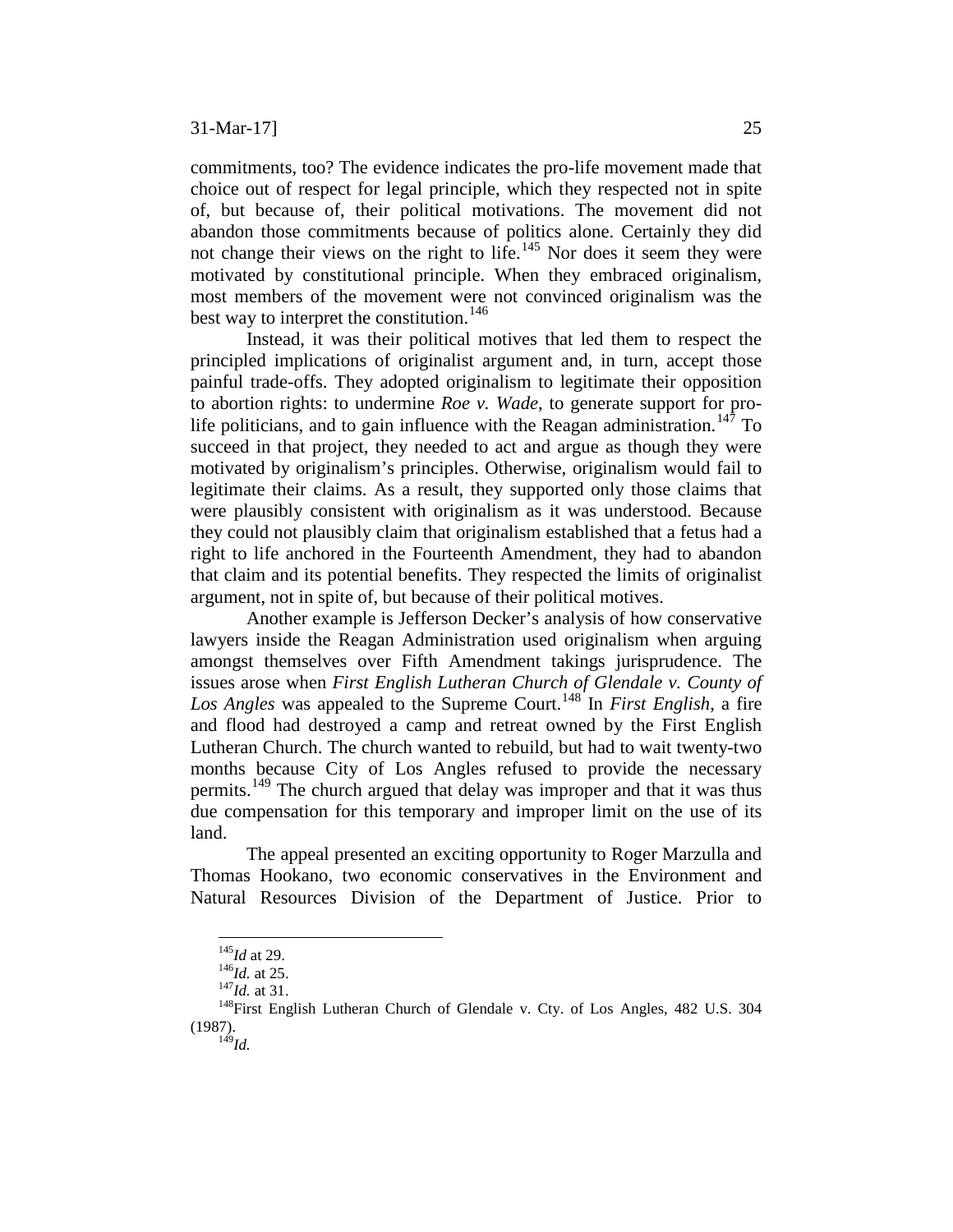commitments, too? The evidence indicates the pro-life movement made that choice out of respect for legal principle, which they respected not in spite of, but because of, their political motivations. The movement did not abandon those commitments because of politics alone. Certainly they did not change their views on the right to life.[145] Nor does it seem they were motivated by constitutional principle. When they embraced originalism, most members of the movement were not convinced originalism was the best way to interpret the constitution.[146]

Instead, it was their political motives that led them to respect the principled implications of originalist argument and, in turn, accept those painful trade-offs. They adopted originalism to legitimate their opposition to abortion rights: to undermine *Roe v. Wade*, to generate support for pro-life politicians, and to gain influence with the Reagan administration.[147] To succeed in that project, they needed to act and argue as though they were motivated by originalism's principles. Otherwise, originalism would fail to legitimate their claims. As a result, they supported only those claims that were plausibly consistent with originalism as it was understood. Because they could not plausibly claim that originalism established that a fetus had a right to life anchored in the Fourteenth Amendment, they had to abandon that claim and its potential benefits. They respected the limits of originalist argument, not in spite of, but because of their political motives.

Another example is Jefferson Decker's analysis of how conservative lawyers inside the Reagan Administration used originalism when arguing amongst themselves over Fifth Amendment takings jurisprudence. The issues arose when *First English Lutheran Church of Glendale v. County of Los Angles* was appealed to the Supreme Court.[148] In *First English*, a fire and flood had destroyed a camp and retreat owned by the First English Lutheran Church. The church wanted to rebuild, but had to wait twenty-two months because City of Los Angles refused to provide the necessary permits.[149] The church argued that delay was improper and that it was thus due compensation for this temporary and improper limit on the use of its land.

The appeal presented an exciting opportunity to Roger Marzulla and Thomas Hookano, two economic conservatives in the Environment and Natural Resources Division of the Department of Justice. Prior to

---

[145] *Id* at 29.

[146] *Id.* at 25.

[147] *Id.* at 31.

[148] First English Lutheran Church of Glendale v. Cty. of Los Angles, 482 U.S. 304 (1987).

[149] *Id.*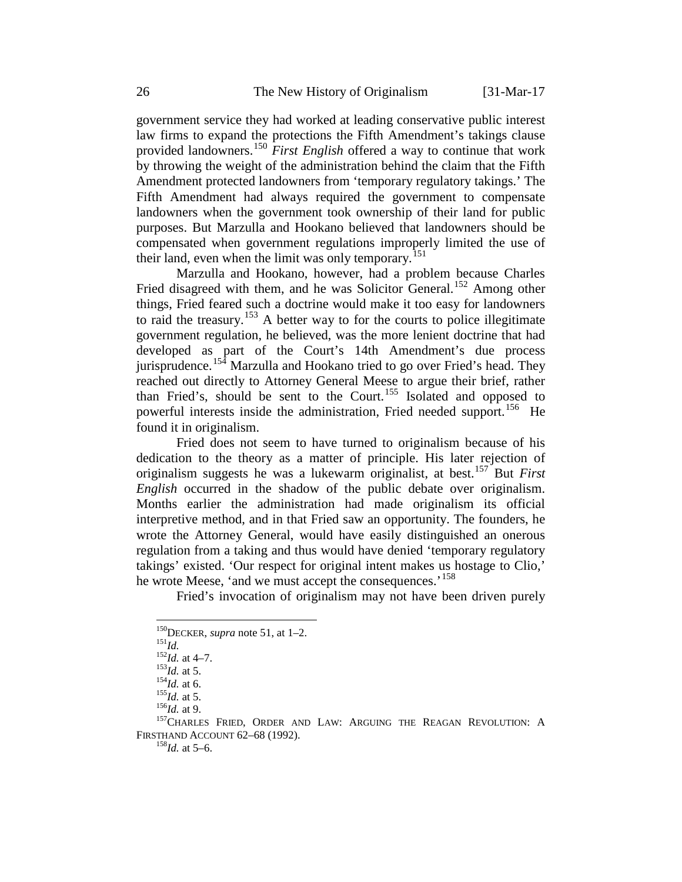government service they had worked at leading conservative public interest law firms to expand the protections the Fifth Amendment's takings clause provided landowners.[150] *First English* offered a way to continue that work by throwing the weight of the administration behind the claim that the Fifth Amendment protected landowners from 'temporary regulatory takings.' The Fifth Amendment had always required the government to compensate landowners when the government took ownership of their land for public purposes. But Marzulla and Hookano believed that landowners should be compensated when government regulations improperly limited the use of their land, even when the limit was only temporary.[151]

Marzulla and Hookano, however, had a problem because Charles Fried disagreed with them, and he was Solicitor General.[152] Among other things, Fried feared such a doctrine would make it too easy for landowners to raid the treasury.[153] A better way to for the courts to police illegitimate government regulation, he believed, was the more lenient doctrine that had developed as part of the Court's 14th Amendment's due process jurisprudence.[154] Marzulla and Hookano tried to go over Fried's head. They reached out directly to Attorney General Meese to argue their brief, rather than Fried's, should be sent to the Court.[155] Isolated and opposed to powerful interests inside the administration, Fried needed support.[156] He found it in originalism.

Fried does not seem to have turned to originalism because of his dedication to the theory as a matter of principle. His later rejection of originalism suggests he was a lukewarm originalist, at best.[157] But *First English* occurred in the shadow of the public debate over originalism. Months earlier the administration had made originalism its official interpretive method, and in that Fried saw an opportunity. The founders, he wrote the Attorney General, would have easily distinguished an onerous regulation from a taking and thus would have denied 'temporary regulatory takings' existed. 'Our respect for original intent makes us hostage to Clio,' he wrote Meese, 'and we must accept the consequences.'[158]

Fried's invocation of originalism may not have been driven purely

---

[150] DECKER, *supra* note 51, at 1–2.
[151] *Id.*
[152] *Id.* at 4–7.
[153] *Id.* at 5.
[154] *Id.* at 6.
[155] *Id.* at 5.
[156] *Id.* at 9.
[157] CHARLES FRIED, ORDER AND LAW: ARGUING THE REAGAN REVOLUTION: A FIRSTHAND ACCOUNT 62–68 (1992).
[158] *Id.* at 5–6.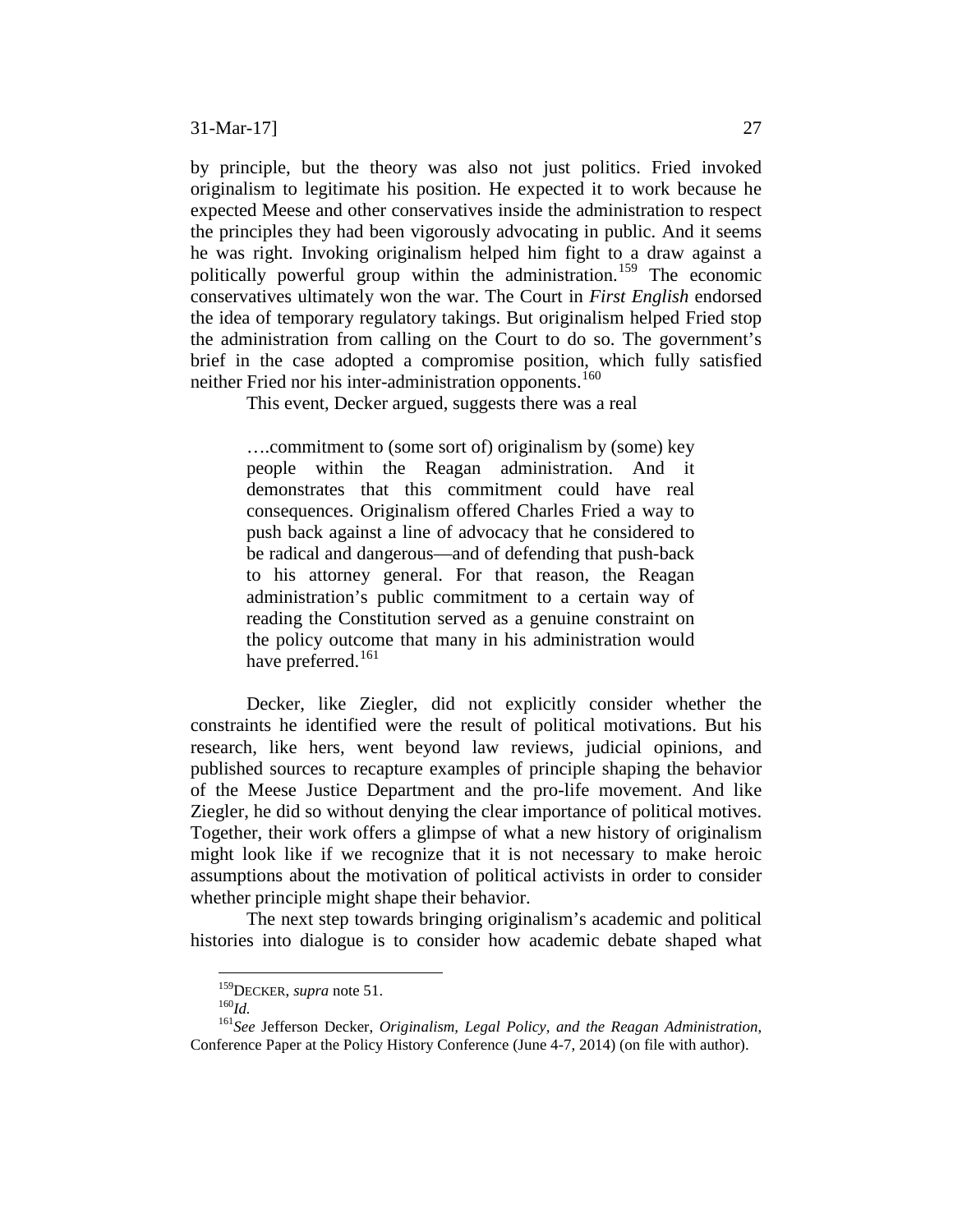by principle, but the theory was also not just politics. Fried invoked originalism to legitimate his position. He expected it to work because he expected Meese and other conservatives inside the administration to respect the principles they had been vigorously advocating in public. And it seems he was right. Invoking originalism helped him fight to a draw against a politically powerful group within the administration.[159] The economic conservatives ultimately won the war. The Court in *First English* endorsed the idea of temporary regulatory takings. But originalism helped Fried stop the administration from calling on the Court to do so. The government's brief in the case adopted a compromise position, which fully satisfied neither Fried nor his inter-administration opponents.[160]

This event, Decker argued, suggests there was a real

> ….commitment to (some sort of) originalism by (some) key people within the Reagan administration. And it demonstrates that this commitment could have real consequences. Originalism offered Charles Fried a way to push back against a line of advocacy that he considered to be radical and dangerous—and of defending that push-back to his attorney general. For that reason, the Reagan administration's public commitment to a certain way of reading the Constitution served as a genuine constraint on the policy outcome that many in his administration would have preferred.[161]

Decker, like Ziegler, did not explicitly consider whether the constraints he identified were the result of political motivations. But his research, like hers, went beyond law reviews, judicial opinions, and published sources to recapture examples of principle shaping the behavior of the Meese Justice Department and the pro-life movement. And like Ziegler, he did so without denying the clear importance of political motives. Together, their work offers a glimpse of what a new history of originalism might look like if we recognize that it is not necessary to make heroic assumptions about the motivation of political activists in order to consider whether principle might shape their behavior.

The next step towards bringing originalism's academic and political histories into dialogue is to consider how academic debate shaped what

---

[159] DECKER, *supra* note 51.

[160] *Id.*

[161] *See* Jefferson Decker, *Originalism, Legal Policy, and the Reagan Administration*, Conference Paper at the Policy History Conference (June 4-7, 2014) (on file with author).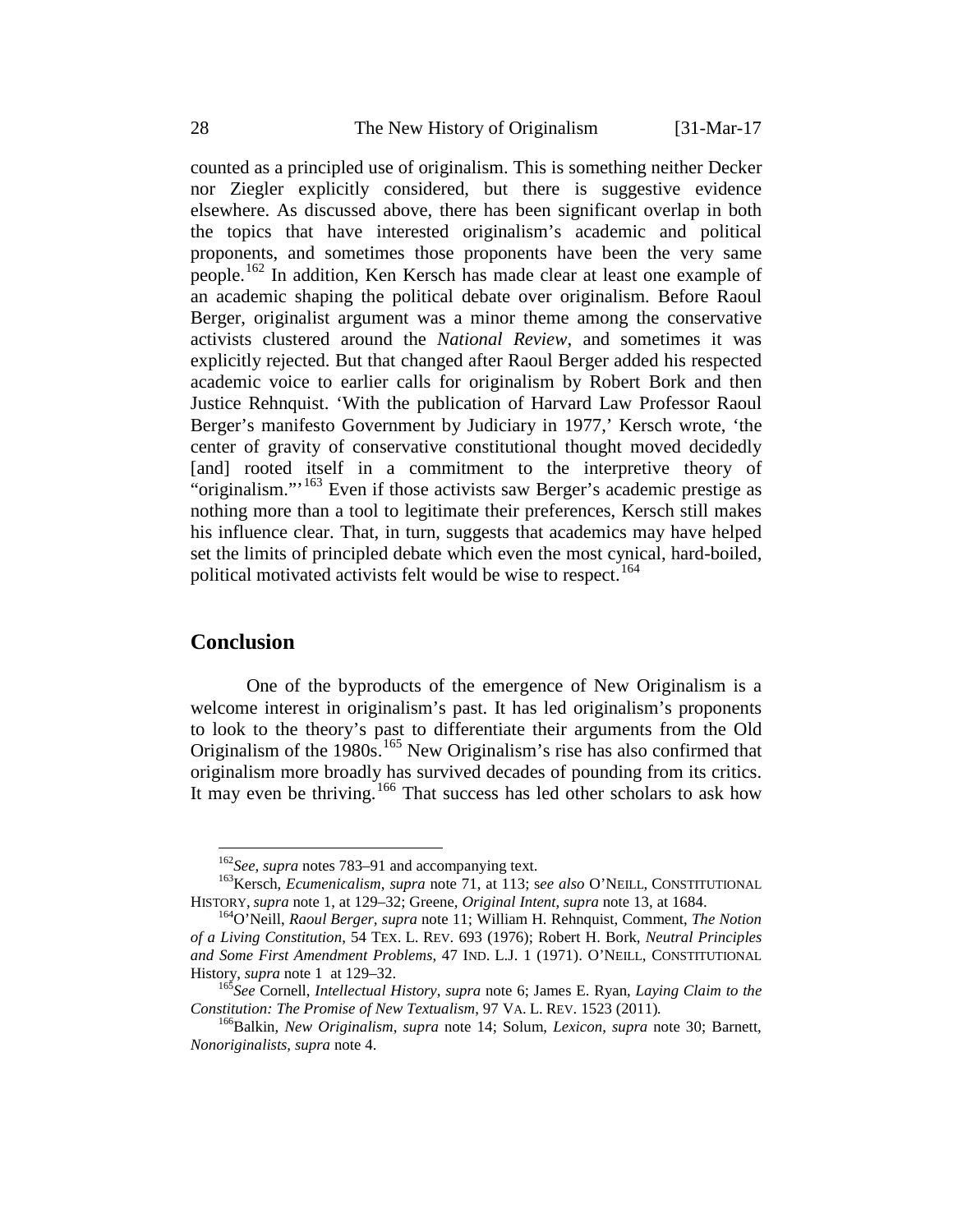counted as a principled use of originalism. This is something neither Decker nor Ziegler explicitly considered, but there is suggestive evidence elsewhere. As discussed above, there has been significant overlap in both the topics that have interested originalism's academic and political proponents, and sometimes those proponents have been the very same people.[162] In addition, Ken Kersch has made clear at least one example of an academic shaping the political debate over originalism. Before Raoul Berger, originalist argument was a minor theme among the conservative activists clustered around the *National Review*, and sometimes it was explicitly rejected. But that changed after Raoul Berger added his respected academic voice to earlier calls for originalism by Robert Bork and then Justice Rehnquist. 'With the publication of Harvard Law Professor Raoul Berger's manifesto Government by Judiciary in 1977,' Kersch wrote, 'the center of gravity of conservative constitutional thought moved decidedly [and] rooted itself in a commitment to the interpretive theory of "originalism."'[163] Even if those activists saw Berger's academic prestige as nothing more than a tool to legitimate their preferences, Kersch still makes his influence clear. That, in turn, suggests that academics may have helped set the limits of principled debate which even the most cynical, hard-boiled, political motivated activists felt would be wise to respect.[164]

## Conclusion

One of the byproducts of the emergence of New Originalism is a welcome interest in originalism's past. It has led originalism's proponents to look to the theory's past to differentiate their arguments from the Old Originalism of the 1980s.[165] New Originalism's rise has also confirmed that originalism more broadly has survived decades of pounding from its critics. It may even be thriving.[166] That success has led other scholars to ask how

---

[162] *See*, *supra* notes 783–91 and accompanying text.

[163] Kersch, *Ecumenicalism*, *supra* note 71, at 113; s*ee also* O'NEILL, CONSTITUTIONAL HISTORY, *supra* note 1, at 129–32; Greene, *Original Intent*, *supra* note 13, at 1684.

[164] O'Neill, *Raoul Berger*, *supra* note 11; William H. Rehnquist, Comment, *The Notion of a Living Constitution*, 54 TEX. L. REV. 693 (1976); Robert H. Bork, *Neutral Principles and Some First Amendment Problems*, 47 IND. L.J. 1 (1971). O'NEILL, CONSTITUTIONAL History, *supra* note 1 at 129–32.

[165] *See* Cornell, *Intellectual History*, *supra* note 6; James E. Ryan, *Laying Claim to the Constitution: The Promise of New Textualism*, 97 VA. L. REV. 1523 (2011).

[166] Balkin, *New Originalism*, *supra* note 14; Solum, *Lexicon*, *supra* note 30; Barnett, *Nonoriginalists, supra* note 4.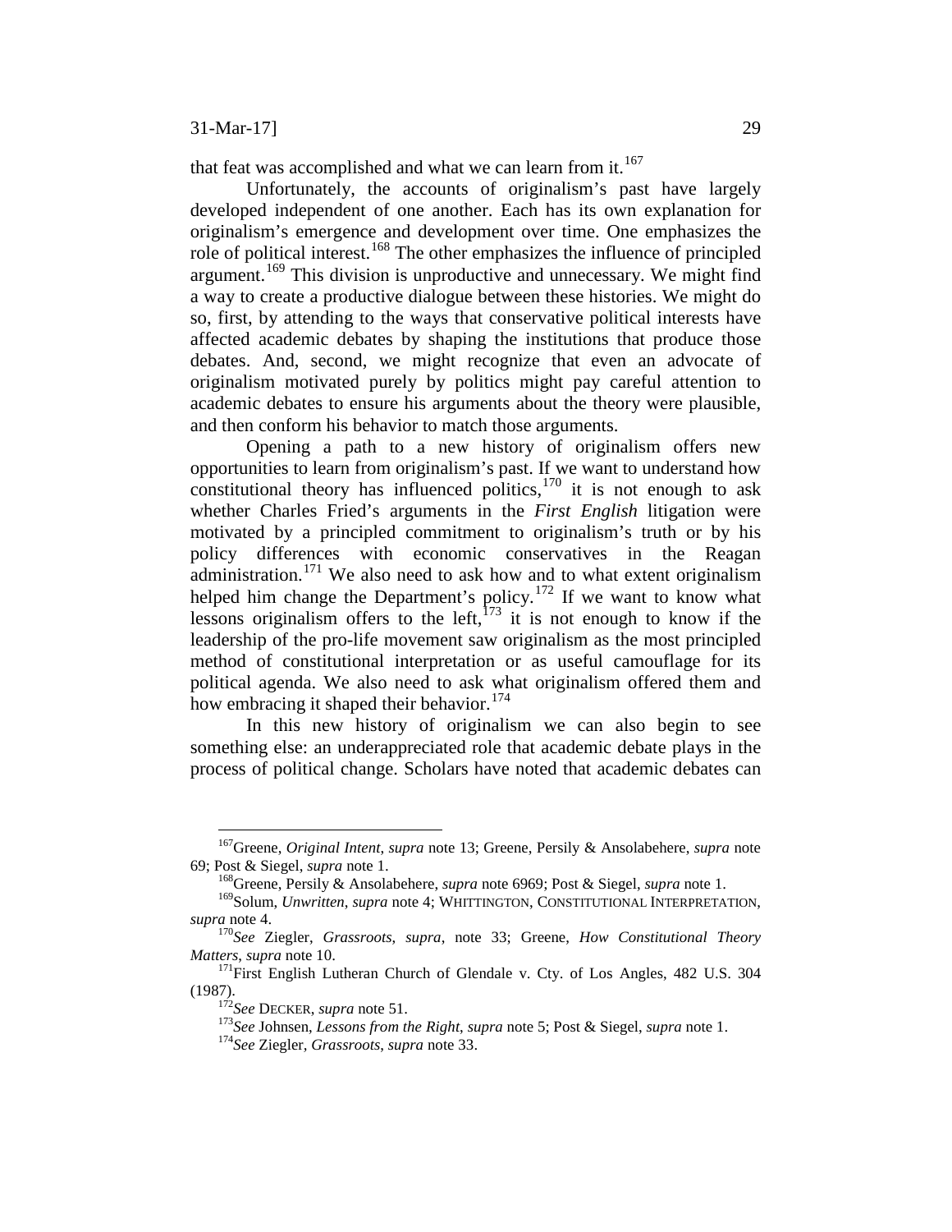that feat was accomplished and what we can learn from it.[167]

Unfortunately, the accounts of originalism's past have largely developed independent of one another. Each has its own explanation for originalism's emergence and development over time. One emphasizes the role of political interest.[168] The other emphasizes the influence of principled argument.[169] This division is unproductive and unnecessary. We might find a way to create a productive dialogue between these histories. We might do so, first, by attending to the ways that conservative political interests have affected academic debates by shaping the institutions that produce those debates. And, second, we might recognize that even an advocate of originalism motivated purely by politics might pay careful attention to academic debates to ensure his arguments about the theory were plausible, and then conform his behavior to match those arguments.

Opening a path to a new history of originalism offers new opportunities to learn from originalism's past. If we want to understand how constitutional theory has influenced politics,[170] it is not enough to ask whether Charles Fried's arguments in the *First English* litigation were motivated by a principled commitment to originalism's truth or by his policy differences with economic conservatives in the Reagan administration.[171] We also need to ask how and to what extent originalism helped him change the Department's policy.[172] If we want to know what lessons originalism offers to the left,[173] it is not enough to know if the leadership of the pro-life movement saw originalism as the most principled method of constitutional interpretation or as useful camouflage for its political agenda. We also need to ask what originalism offered them and how embracing it shaped their behavior.[174]

In this new history of originalism we can also begin to see something else: an underappreciated role that academic debate plays in the process of political change. Scholars have noted that academic debates can

---

[167] Greene, *Original Intent*, *supra* note 13; Greene, Persily & Ansolabehere, *supra* note 69; Post & Siegel, *supra* note 1.

[168] Greene, Persily & Ansolabehere, *supra* note 6969; Post & Siegel, *supra* note 1.

[169] Solum, *Unwritten*, *supra* note 4; WHITTINGTON, CONSTITUTIONAL INTERPRETATION, *supra* note 4.

[170] *See* Ziegler, *Grassroots*, *supra*, note 33; Greene, *How Constitutional Theory Matters*, *supra* note 10.

[171] First English Lutheran Church of Glendale v. Cty. of Los Angles, 482 U.S. 304 (1987).

[172] *See* DECKER, *supra* note 51.

[173] *See* Johnsen, *Lessons from the Right*, *supra* note 5; Post & Siegel, *supra* note 1.

[174] *See* Ziegler, *Grassroots*, *supra* note 33.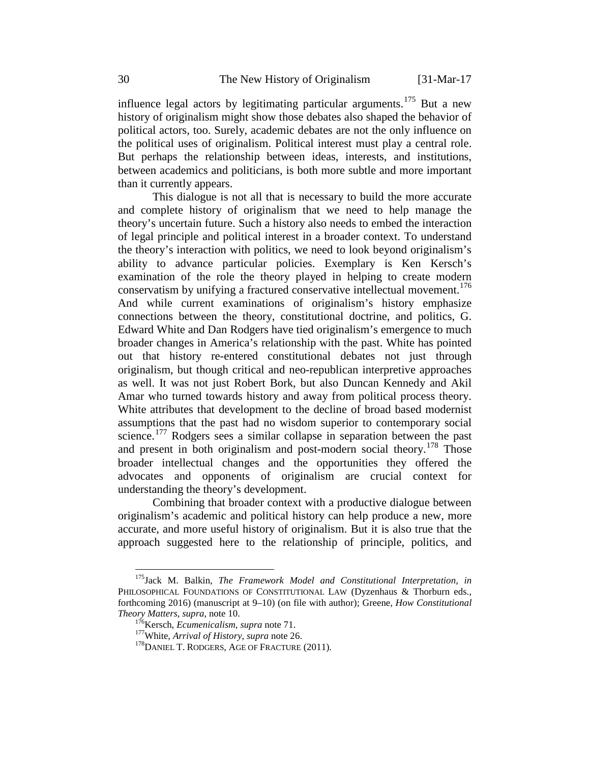influence legal actors by legitimating particular arguments.[175] But a new history of originalism might show those debates also shaped the behavior of political actors, too. Surely, academic debates are not the only influence on the political uses of originalism. Political interest must play a central role. But perhaps the relationship between ideas, interests, and institutions, between academics and politicians, is both more subtle and more important than it currently appears.

This dialogue is not all that is necessary to build the more accurate and complete history of originalism that we need to help manage the theory's uncertain future. Such a history also needs to embed the interaction of legal principle and political interest in a broader context. To understand the theory's interaction with politics, we need to look beyond originalism's ability to advance particular policies. Exemplary is Ken Kersch's examination of the role the theory played in helping to create modern conservatism by unifying a fractured conservative intellectual movement.[176] And while current examinations of originalism's history emphasize connections between the theory, constitutional doctrine, and politics, G. Edward White and Dan Rodgers have tied originalism's emergence to much broader changes in America's relationship with the past. White has pointed out that history re-entered constitutional debates not just through originalism, but though critical and neo-republican interpretive approaches as well. It was not just Robert Bork, but also Duncan Kennedy and Akil Amar who turned towards history and away from political process theory. White attributes that development to the decline of broad based modernist assumptions that the past had no wisdom superior to contemporary social science.[177] Rodgers sees a similar collapse in separation between the past and present in both originalism and post-modern social theory.[178] Those broader intellectual changes and the opportunities they offered the advocates and opponents of originalism are crucial context for understanding the theory's development.

Combining that broader context with a productive dialogue between originalism's academic and political history can help produce a new, more accurate, and more useful history of originalism. But it is also true that the approach suggested here to the relationship of principle, politics, and

---

[175] Jack M. Balkin, *The Framework Model and Constitutional Interpretation*, *in* PHILOSOPHICAL FOUNDATIONS OF CONSTITUTIONAL LAW (Dyzenhaus & Thorburn eds., forthcoming 2016) (manuscript at 9–10) (on file with author); Greene, *How Constitutional Theory Matters*, *supra*, note 10.

[176] Kersch, *Ecumenicalism*, *supra* note 71.

[177] White, *Arrival of History*, *supra* note 26.

[178] DANIEL T. RODGERS, AGE OF FRACTURE (2011).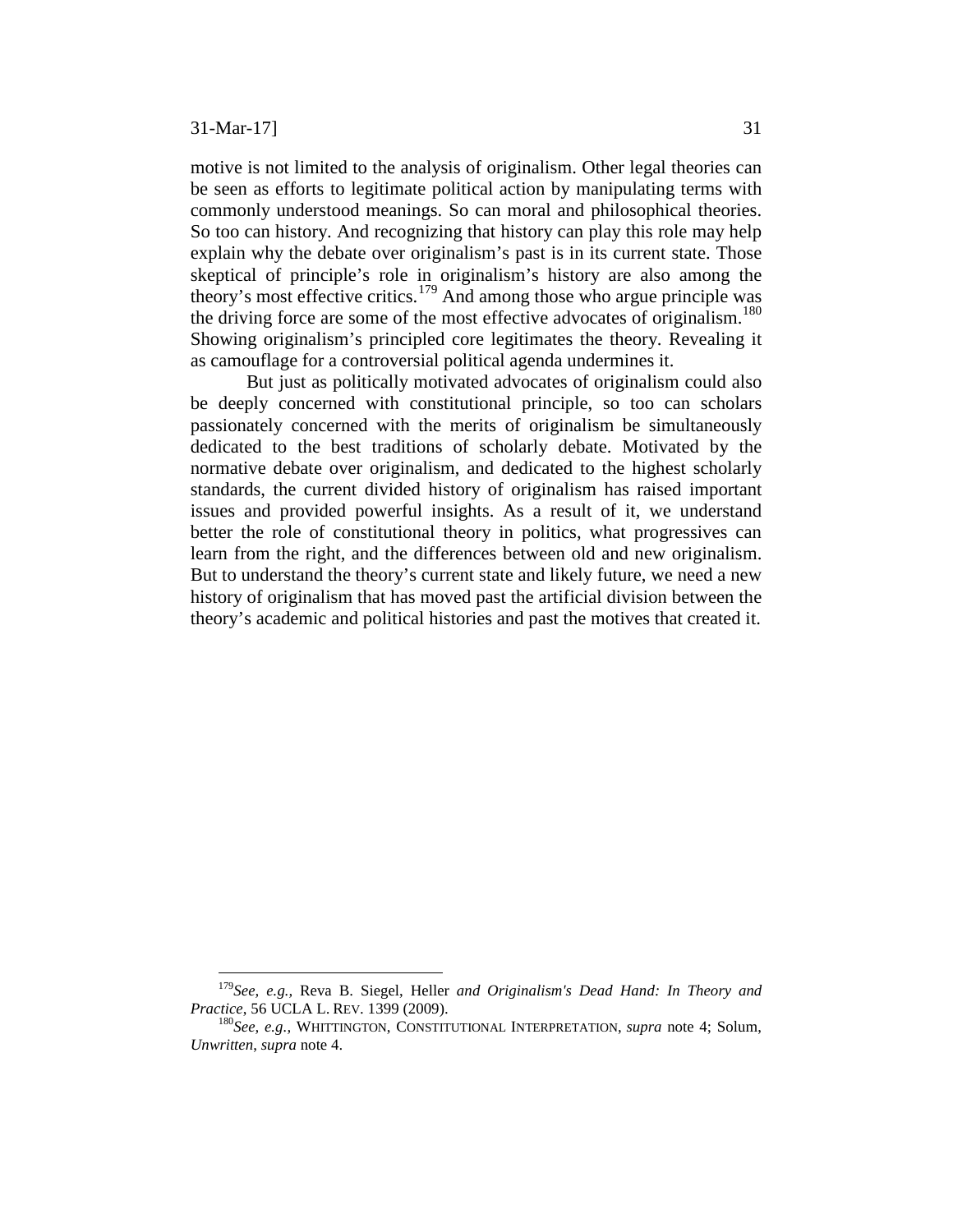motive is not limited to the analysis of originalism. Other legal theories can be seen as efforts to legitimate political action by manipulating terms with commonly understood meanings. So can moral and philosophical theories. So too can history. And recognizing that history can play this role may help explain why the debate over originalism's past is in its current state. Those skeptical of principle's role in originalism's history are also among the theory's most effective critics.[179] And among those who argue principle was the driving force are some of the most effective advocates of originalism.[180] Showing originalism's principled core legitimates the theory. Revealing it as camouflage for a controversial political agenda undermines it.

But just as politically motivated advocates of originalism could also be deeply concerned with constitutional principle, so too can scholars passionately concerned with the merits of originalism be simultaneously dedicated to the best traditions of scholarly debate. Motivated by the normative debate over originalism, and dedicated to the highest scholarly standards, the current divided history of originalism has raised important issues and provided powerful insights. As a result of it, we understand better the role of constitutional theory in politics, what progressives can learn from the right, and the differences between old and new originalism. But to understand the theory's current state and likely future, we need a new history of originalism that has moved past the artificial division between the theory's academic and political histories and past the motives that created it.

---

[179] *See, e.g.,* Reva B. Siegel, Heller *and Originalism's Dead Hand: In Theory and Practice*, 56 UCLA L. REV. 1399 (2009).

[180] *See, e.g.,* WHITTINGTON, CONSTITUTIONAL INTERPRETATION, *supra* note 4; Solum, *Unwritten*, *supra* note 4.